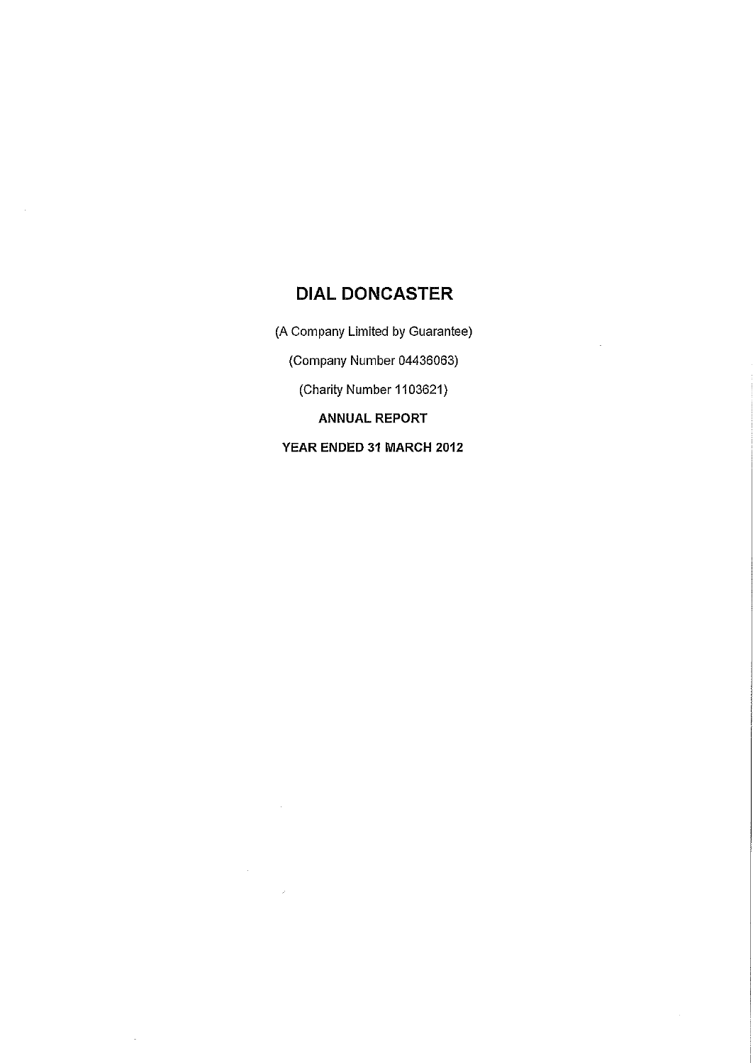# DIAL DONCASTER

(A Company Limited by Guarantee)

(Company Number 04436063)

(Charity Number 1103621)

**ANNUAL REPORT**

**YEAR ENDED 31 MARCH 2012**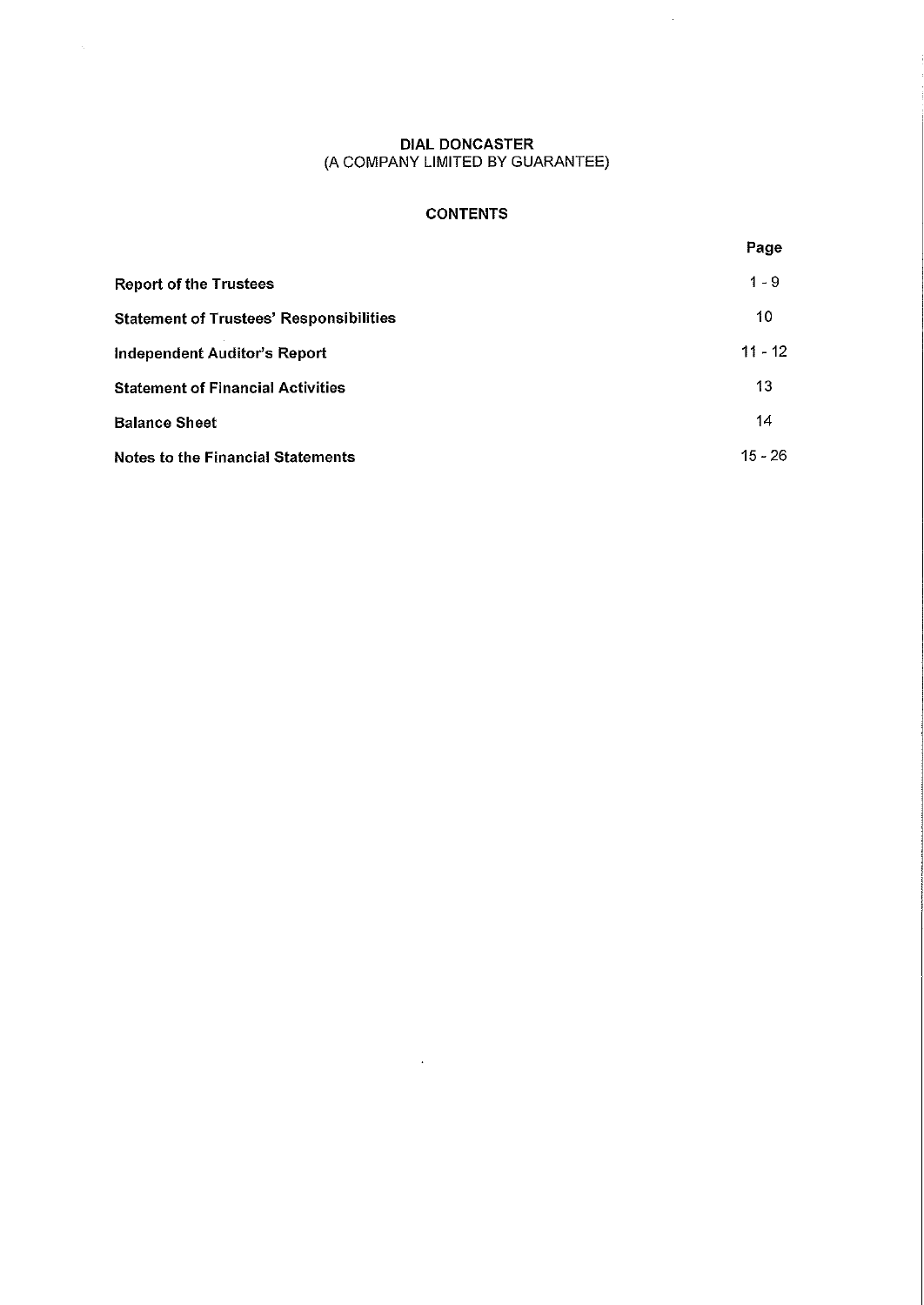# DIAL DONCASTER
(A COMPANY LIMITED BY GUARANTEE)

## CONTENTS

| | Page |
|---|---|
| **Report of the Trustees** | 1 - 9 |
| **Statement of Trustees' Responsibilities** | 10 |
| **Independent Auditor's Report** | 11 - 12 |
| **Statement of Financial Activities** | 13 |
| **Balance Sheet** | 14 |
| **Notes to the Financial Statements** | 15 - 26 |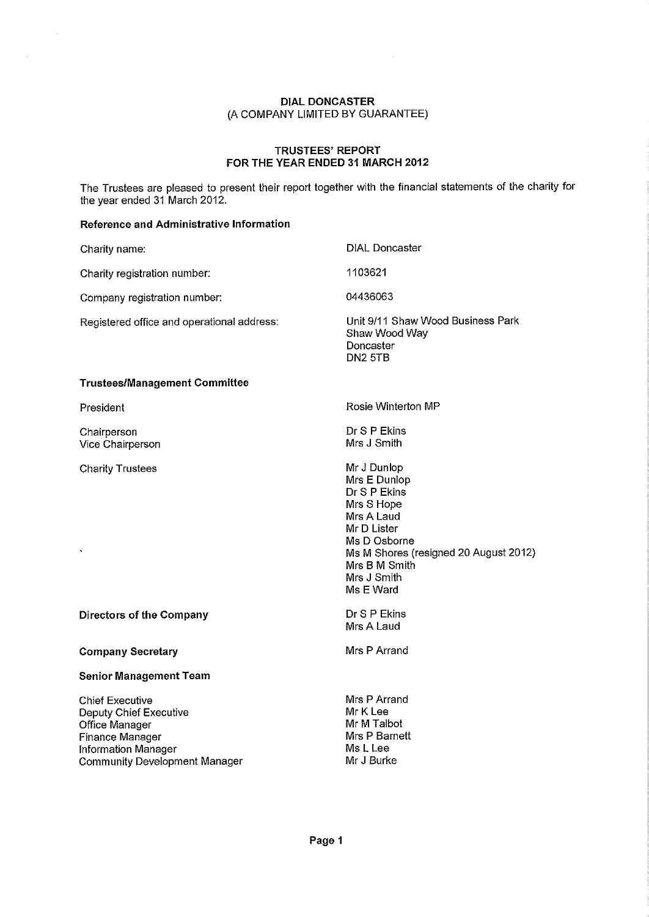**DIAL DONCASTER**
(A COMPANY LIMITED BY GUARANTEE)

**TRUSTEES' REPORT**
**FOR THE YEAR ENDED 31 MARCH 2012**

The Trustees are pleased to present their report together with the financial statements of the charity for the year ended 31 March 2012.

**Reference and Administrative Information**

| | |
|---|---|
| Charity name: | DIAL Doncaster |
| Charity registration number: | 1103621 |
| Company registration number: | 04436063 |
| Registered office and operational address: | Unit 9/11 Shaw Wood Business Park<br>Shaw Wood Way<br>Doncaster<br>DN2 5TB |

**Trustees/Management Committee**

| | |
|---|---|
| President | Rosie Winterton MP |
| Chairperson | Dr S P Ekins |
| Vice Chairperson | Mrs J Smith |
| Charity Trustees | Mr J Dunlop<br>Mrs E Dunlop<br>Dr S P Ekins<br>Mrs S Hope<br>Mrs A Laud<br>Mr D Lister<br>Ms D Osborne<br>Ms M Shores (resigned 20 August 2012)<br>Mrs B M Smith<br>Mrs J Smith<br>Ms E Ward |

| | |
|---|---|
| **Directors of the Company** | Dr S P Ekins<br>Mrs A Laud |
| **Company Secretary** | Mrs P Arrand |

**Senior Management Team**

| | |
|---|---|
| Chief Executive | Mrs P Arrand |
| Deputy Chief Executive | Mr K Lee |
| Office Manager | Mr M Talbot |
| Finance Manager | Mrs P Barnett |
| Information Manager | Ms L Lee |
| Community Development Manager | Mr J Burke |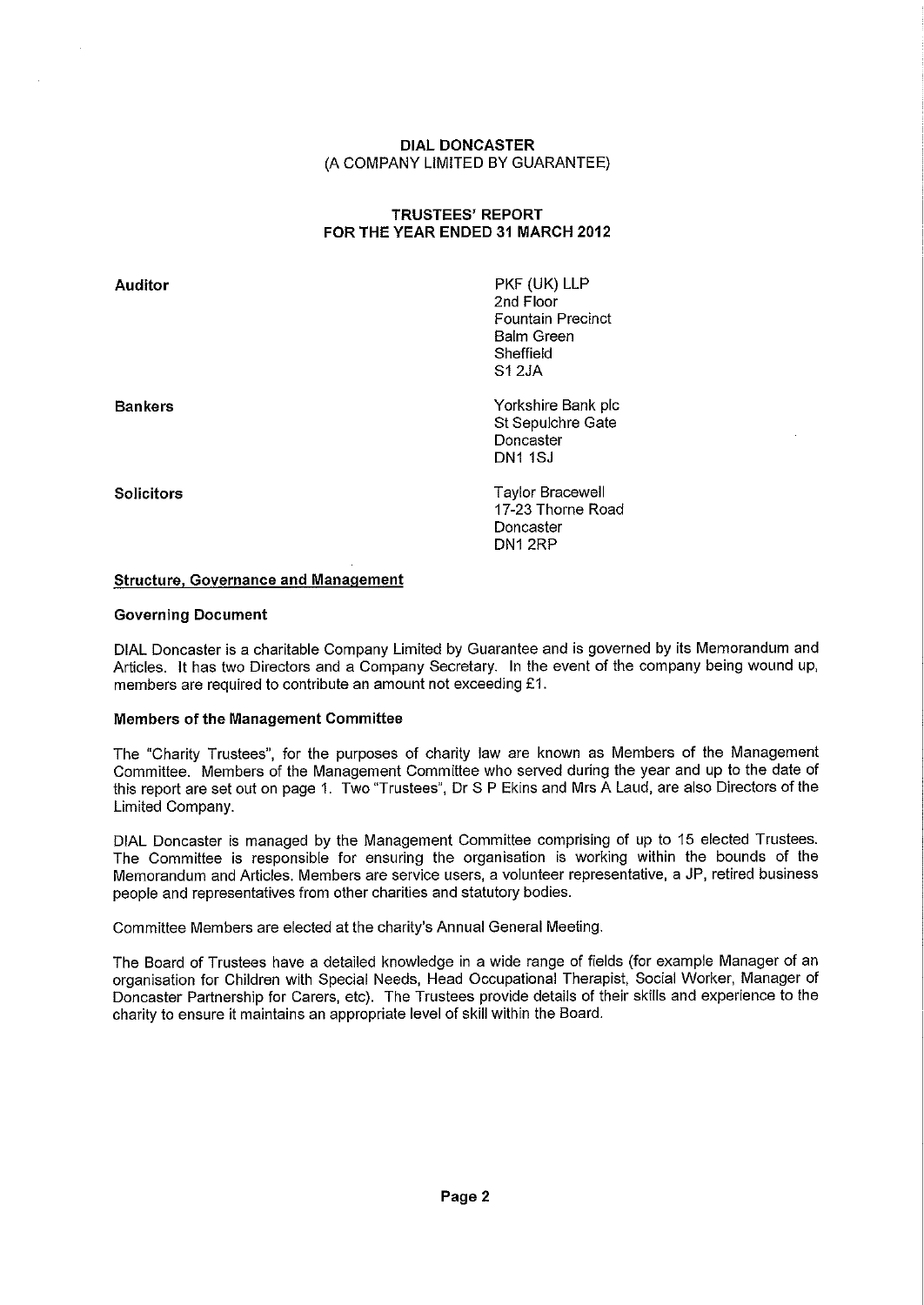**DIAL DONCASTER**
(A COMPANY LIMITED BY GUARANTEE)

**TRUSTEES' REPORT**
**FOR THE YEAR ENDED 31 MARCH 2012**

| | |
|---|---|
| **Auditor** | PKF (UK) LLP<br>2nd Floor<br>Fountain Precinct<br>Balm Green<br>Sheffield<br>S1 2JA |
| **Bankers** | Yorkshire Bank plc<br>St Sepulchre Gate<br>Doncaster<br>DN1 1SJ |
| **Solicitors** | Taylor Bracewell<br>17-23 Thorne Road<br>Doncaster<br>DN1 2RP |

## Structure, Governance and Management

### Governing Document

DIAL Doncaster is a charitable Company Limited by Guarantee and is governed by its Memorandum and Articles. It has two Directors and a Company Secretary. In the event of the company being wound up, members are required to contribute an amount not exceeding £1.

### Members of the Management Committee

The "Charity Trustees", for the purposes of charity law are known as Members of the Management Committee. Members of the Management Committee who served during the year and up to the date of this report are set out on page 1. Two "Trustees", Dr S P Ekins and Mrs A Laud, are also Directors of the Limited Company.

DIAL Doncaster is managed by the Management Committee comprising of up to 15 elected Trustees. The Committee is responsible for ensuring the organisation is working within the bounds of the Memorandum and Articles. Members are service users, a volunteer representative, a JP, retired business people and representatives from other charities and statutory bodies.

Committee Members are elected at the charity's Annual General Meeting.

The Board of Trustees have a detailed knowledge in a wide range of fields (for example Manager of an organisation for Children with Special Needs, Head Occupational Therapist, Social Worker, Manager of Doncaster Partnership for Carers, etc). The Trustees provide details of their skills and experience to the charity to ensure it maintains an appropriate level of skill within the Board.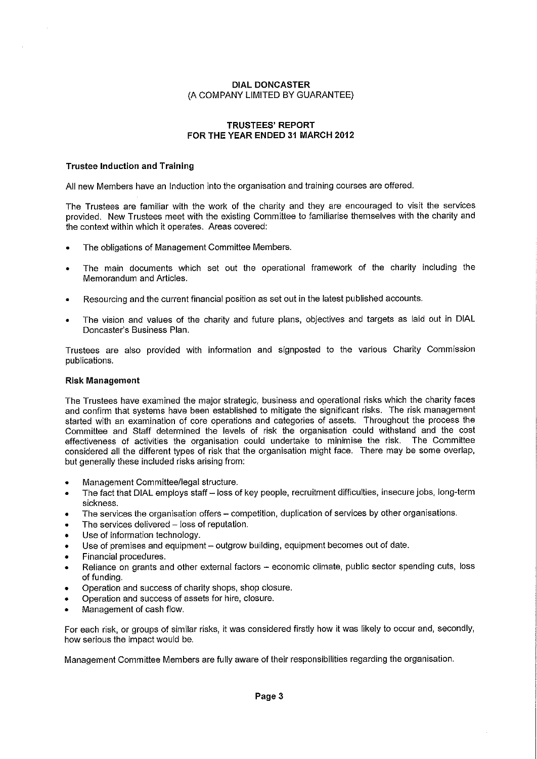**DIAL DONCASTER**
(A COMPANY LIMITED BY GUARANTEE)

**TRUSTEES' REPORT**
**FOR THE YEAR ENDED 31 MARCH 2012**

### Trustee Induction and Training

All new Members have an Induction into the organisation and training courses are offered.

The Trustees are familiar with the work of the charity and they are encouraged to visit the services provided. New Trustees meet with the existing Committee to familiarise themselves with the charity and the context within which it operates. Areas covered:

- The obligations of Management Committee Members.
- The main documents which set out the operational framework of the charity including the Memorandum and Articles.
- Resourcing and the current financial position as set out in the latest published accounts.
- The vision and values of the charity and future plans, objectives and targets as laid out in DIAL Doncaster's Business Plan.

Trustees are also provided with information and signposted to the various Charity Commission publications.

### Risk Management

The Trustees have examined the major strategic, business and operational risks which the charity faces and confirm that systems have been established to mitigate the significant risks. The risk management started with an examination of core operations and categories of assets. Throughout the process the Committee and Staff determined the levels of risk the organisation could withstand and the cost effectiveness of activities the organisation could undertake to minimise the risk. The Committee considered all the different types of risk that the organisation might face. There may be some overlap, but generally these included risks arising from:

- Management Committee/legal structure.
- The fact that DIAL employs staff – loss of key people, recruitment difficulties, insecure jobs, long-term sickness.
- The services the organisation offers – competition, duplication of services by other organisations.
- The services delivered – loss of reputation.
- Use of information technology.
- Use of premises and equipment – outgrow building, equipment becomes out of date.
- Financial procedures.
- Reliance on grants and other external factors – economic climate, public sector spending cuts, loss of funding.
- Operation and success of charity shops, shop closure.
- Operation and success of assets for hire, closure.
- Management of cash flow.

For each risk, or groups of similar risks, it was considered firstly how it was likely to occur and, secondly, how serious the impact would be.

Management Committee Members are fully aware of their responsibilities regarding the organisation.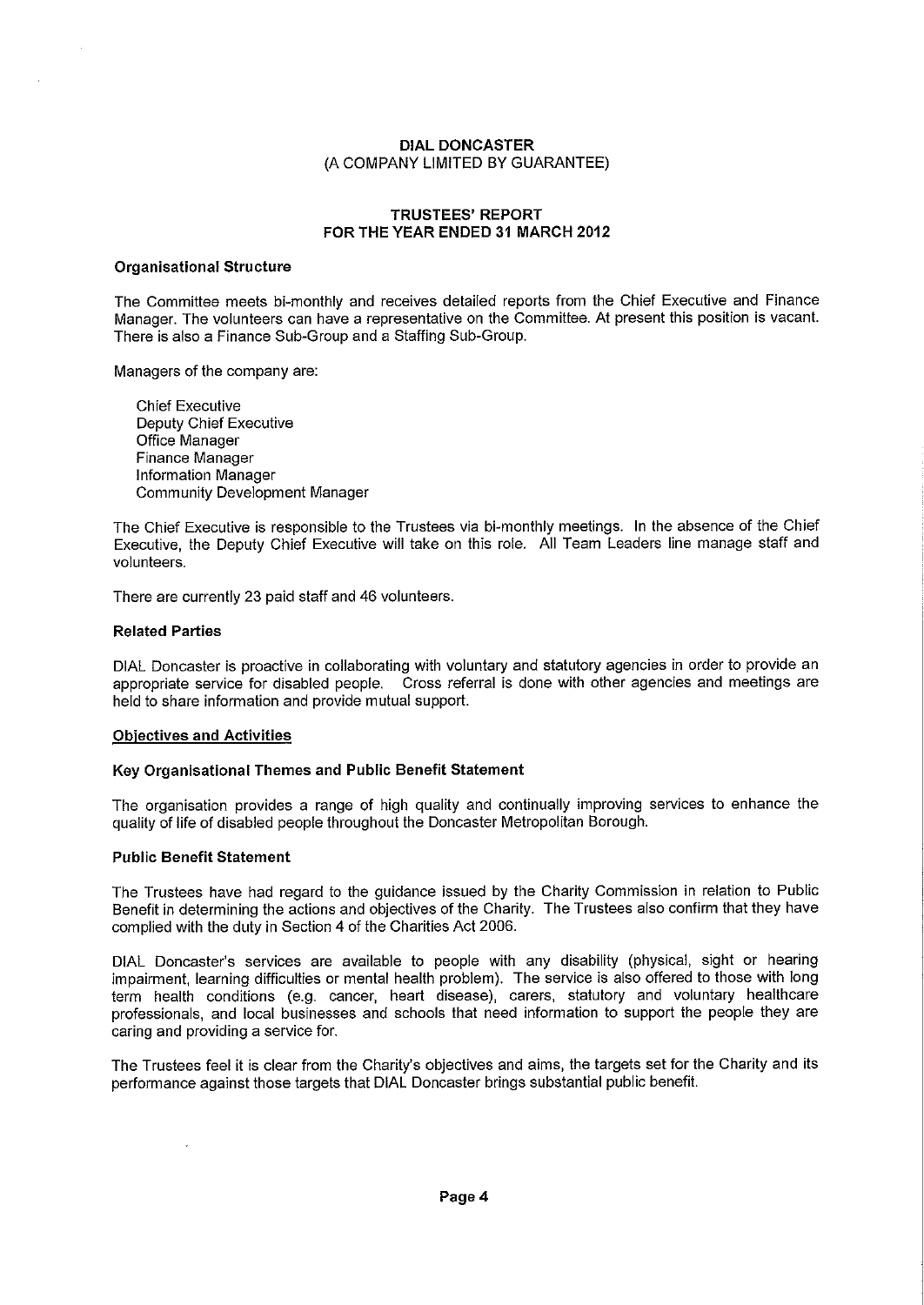**DIAL DONCASTER**
(A COMPANY LIMITED BY GUARANTEE)

**TRUSTEES' REPORT**
**FOR THE YEAR ENDED 31 MARCH 2012**

**Organisational Structure**

The Committee meets bi-monthly and receives detailed reports from the Chief Executive and Finance Manager. The volunteers can have a representative on the Committee. At present this position is vacant. There is also a Finance Sub-Group and a Staffing Sub-Group.

Managers of the company are:

Chief Executive
Deputy Chief Executive
Office Manager
Finance Manager
Information Manager
Community Development Manager

The Chief Executive is responsible to the Trustees via bi-monthly meetings. In the absence of the Chief Executive, the Deputy Chief Executive will take on this role. All Team Leaders line manage staff and volunteers.

There are currently 23 paid staff and 46 volunteers.

**Related Parties**

DIAL Doncaster is proactive in collaborating with voluntary and statutory agencies in order to provide an appropriate service for disabled people. Cross referral is done with other agencies and meetings are held to share information and provide mutual support.

**Objectives and Activities**

**Key Organisational Themes and Public Benefit Statement**

The organisation provides a range of high quality and continually improving services to enhance the quality of life of disabled people throughout the Doncaster Metropolitan Borough.

**Public Benefit Statement**

The Trustees have had regard to the guidance issued by the Charity Commission in relation to Public Benefit in determining the actions and objectives of the Charity. The Trustees also confirm that they have complied with the duty in Section 4 of the Charities Act 2006.

DIAL Doncaster's services are available to people with any disability (physical, sight or hearing impairment, learning difficulties or mental health problem). The service is also offered to those with long term health conditions (e.g. cancer, heart disease), carers, statutory and voluntary healthcare professionals, and local businesses and schools that need information to support the people they are caring and providing a service for.

The Trustees feel it is clear from the Charity's objectives and aims, the targets set for the Charity and its performance against those targets that DIAL Doncaster brings substantial public benefit.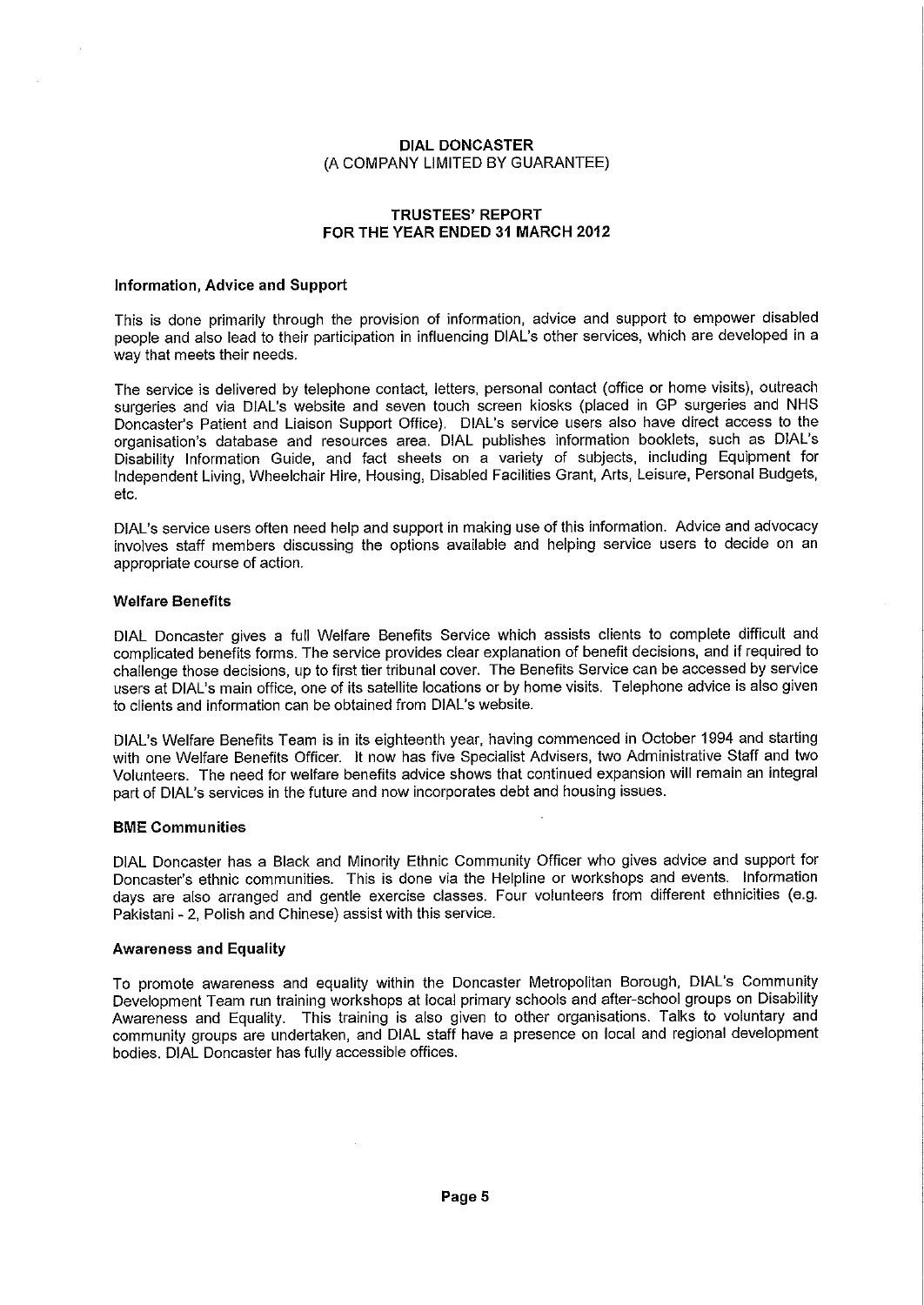**DIAL DONCASTER**
(A COMPANY LIMITED BY GUARANTEE)

**TRUSTEES' REPORT**
**FOR THE YEAR ENDED 31 MARCH 2012**

### Information, Advice and Support

This is done primarily through the provision of information, advice and support to empower disabled people and also lead to their participation in influencing DIAL's other services, which are developed in a way that meets their needs.

The service is delivered by telephone contact, letters, personal contact (office or home visits), outreach surgeries and via DIAL's website and seven touch screen kiosks (placed in GP surgeries and NHS Doncaster's Patient and Liaison Support Office). DIAL's service users also have direct access to the organisation's database and resources area. DIAL publishes information booklets, such as DIAL's Disability Information Guide, and fact sheets on a variety of subjects, including Equipment for Independent Living, Wheelchair Hire, Housing, Disabled Facilities Grant, Arts, Leisure, Personal Budgets, etc.

DIAL's service users often need help and support in making use of this information. Advice and advocacy involves staff members discussing the options available and helping service users to decide on an appropriate course of action.

### Welfare Benefits

DIAL Doncaster gives a full Welfare Benefits Service which assists clients to complete difficult and complicated benefits forms. The service provides clear explanation of benefit decisions, and if required to challenge those decisions, up to first tier tribunal cover. The Benefits Service can be accessed by service users at DIAL's main office, one of its satellite locations or by home visits. Telephone advice is also given to clients and information can be obtained from DIAL's website.

DIAL's Welfare Benefits Team is in its eighteenth year, having commenced in October 1994 and starting with one Welfare Benefits Officer. It now has five Specialist Advisers, two Administrative Staff and two Volunteers. The need for welfare benefits advice shows that continued expansion will remain an integral part of DIAL's services in the future and now incorporates debt and housing issues.

### BME Communities

DIAL Doncaster has a Black and Minority Ethnic Community Officer who gives advice and support for Doncaster's ethnic communities. This is done via the Helpline or workshops and events. Information days are also arranged and gentle exercise classes. Four volunteers from different ethnicities (e.g. Pakistani - 2, Polish and Chinese) assist with this service.

### Awareness and Equality

To promote awareness and equality within the Doncaster Metropolitan Borough, DIAL's Community Development Team run training workshops at local primary schools and after-school groups on Disability Awareness and Equality. This training is also given to other organisations. Talks to voluntary and community groups are undertaken, and DIAL staff have a presence on local and regional development bodies. DIAL Doncaster has fully accessible offices.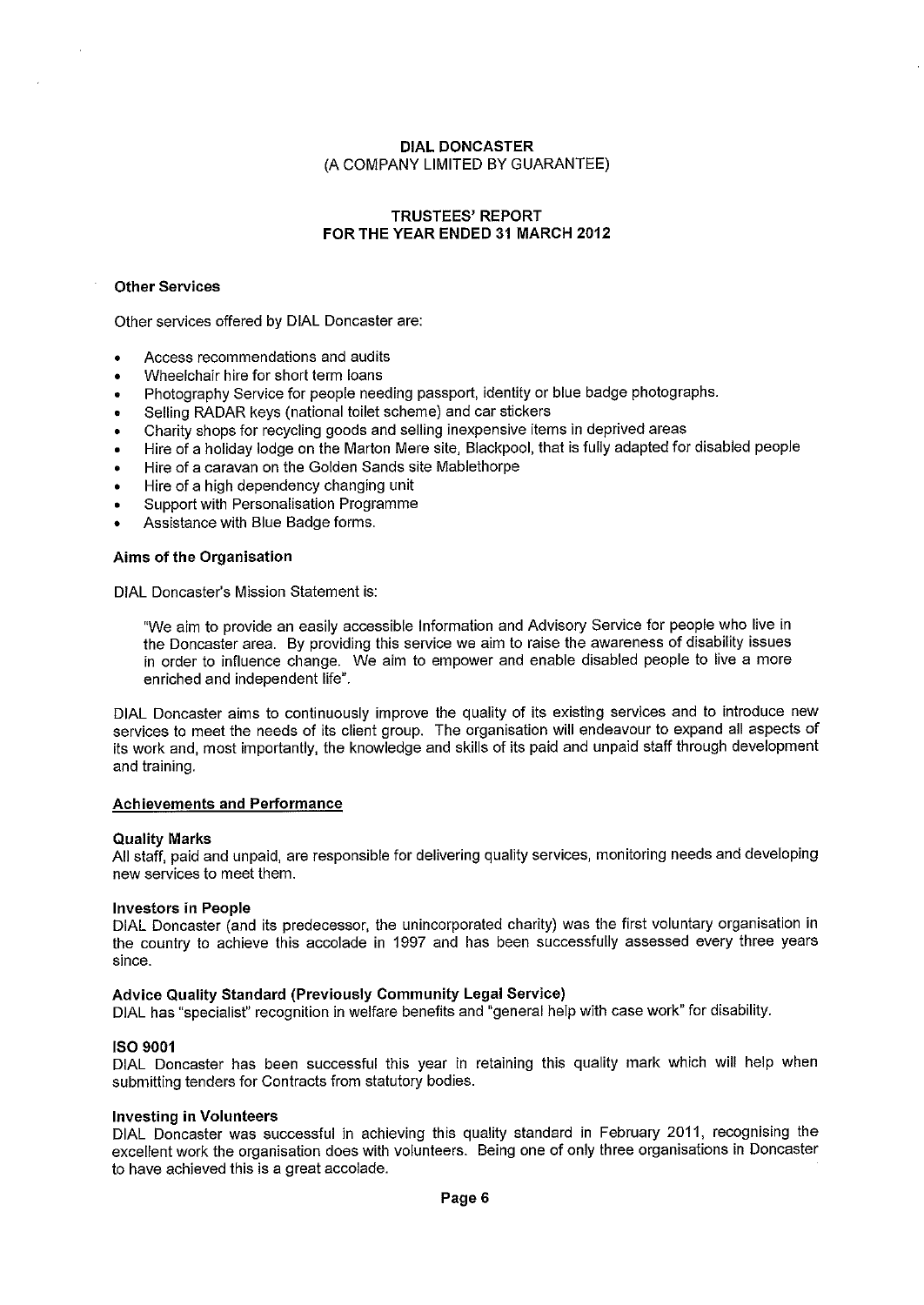# DIAL DONCASTER
(A COMPANY LIMITED BY GUARANTEE)

## TRUSTEES' REPORT
## FOR THE YEAR ENDED 31 MARCH 2012

### Other Services

Other services offered by DIAL Doncaster are:

- Access recommendations and audits
- Wheelchair hire for short term loans
- Photography Service for people needing passport, identity or blue badge photographs.
- Selling RADAR keys (national toilet scheme) and car stickers
- Charity shops for recycling goods and selling inexpensive items in deprived areas
- Hire of a holiday lodge on the Marton Mere site, Blackpool, that is fully adapted for disabled people
- Hire of a caravan on the Golden Sands site Mablethorpe
- Hire of a high dependency changing unit
- Support with Personalisation Programme
- Assistance with Blue Badge forms.

### Aims of the Organisation

DIAL Doncaster's Mission Statement is:

> "We aim to provide an easily accessible Information and Advisory Service for people who live in the Doncaster area. By providing this service we aim to raise the awareness of disability issues in order to influence change. We aim to empower and enable disabled people to live a more enriched and independent life".

DIAL Doncaster aims to continuously improve the quality of its existing services and to introduce new services to meet the needs of its client group. The organisation will endeavour to expand all aspects of its work and, most importantly, the knowledge and skills of its paid and unpaid staff through development and training.

### Achievements and Performance

**Quality Marks**
All staff, paid and unpaid, are responsible for delivering quality services, monitoring needs and developing new services to meet them.

**Investors in People**
DIAL Doncaster (and its predecessor, the unincorporated charity) was the first voluntary organisation in the country to achieve this accolade in 1997 and has been successfully assessed every three years since.

**Advice Quality Standard (Previously Community Legal Service)**
DIAL has "specialist" recognition in welfare benefits and "general help with case work" for disability.

**ISO 9001**
DIAL Doncaster has been successful this year in retaining this quality mark which will help when submitting tenders for Contracts from statutory bodies.

**Investing in Volunteers**
DIAL Doncaster was successful in achieving this quality standard in February 2011, recognising the excellent work the organisation does with volunteers. Being one of only three organisations in Doncaster to have achieved this is a great accolade.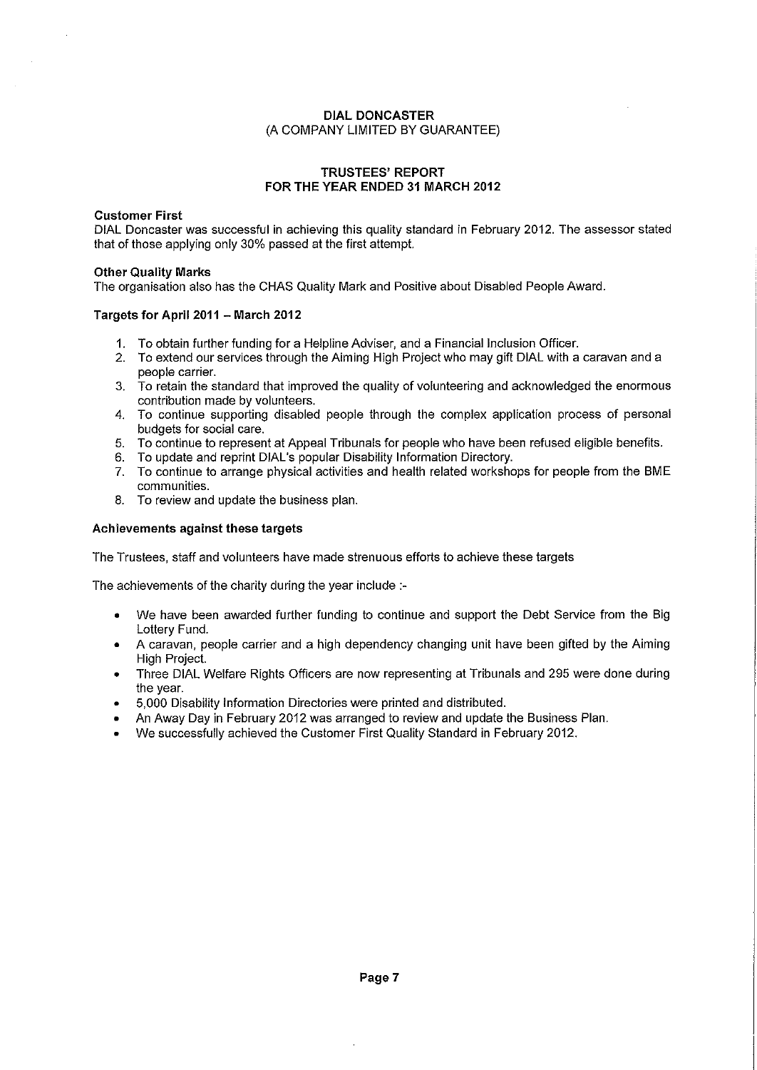**DIAL DONCASTER**
(A COMPANY LIMITED BY GUARANTEE)

**TRUSTEES' REPORT**
**FOR THE YEAR ENDED 31 MARCH 2012**

**Customer First**
DIAL Doncaster was successful in achieving this quality standard in February 2012. The assessor stated that of those applying only 30% passed at the first attempt.

**Other Quality Marks**
The organisation also has the CHAS Quality Mark and Positive about Disabled People Award.

**Targets for April 2011 – March 2012**

1. To obtain further funding for a Helpline Adviser, and a Financial Inclusion Officer.
2. To extend our services through the Aiming High Project who may gift DIAL with a caravan and a people carrier.
3. To retain the standard that improved the quality of volunteering and acknowledged the enormous contribution made by volunteers.
4. To continue supporting disabled people through the complex application process of personal budgets for social care.
5. To continue to represent at Appeal Tribunals for people who have been refused eligible benefits.
6. To update and reprint DIAL's popular Disability Information Directory.
7. To continue to arrange physical activities and health related workshops for people from the BME communities.
8. To review and update the business plan.

**Achievements against these targets**

The Trustees, staff and volunteers have made strenuous efforts to achieve these targets

The achievements of the charity during the year include :-

- We have been awarded further funding to continue and support the Debt Service from the Big Lottery Fund.
- A caravan, people carrier and a high dependency changing unit have been gifted by the Aiming High Project.
- Three DIAL Welfare Rights Officers are now representing at Tribunals and 295 were done during the year.
- 5,000 Disability Information Directories were printed and distributed.
- An Away Day in February 2012 was arranged to review and update the Business Plan.
- We successfully achieved the Customer First Quality Standard in February 2012.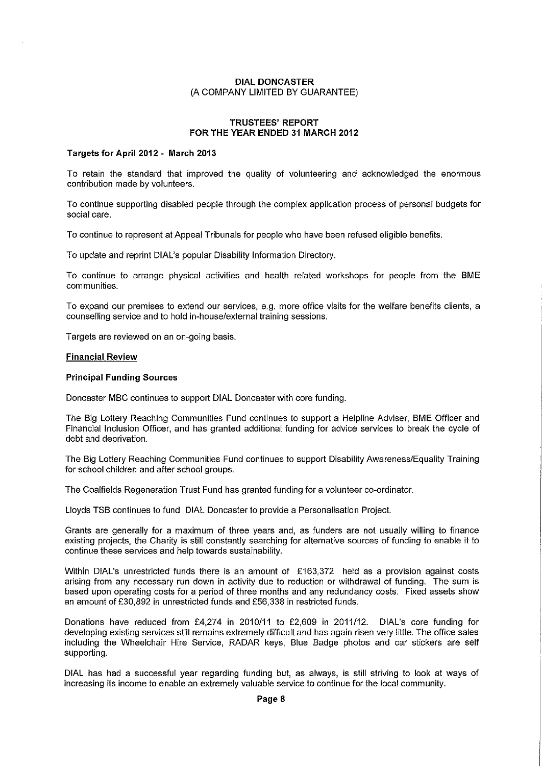**DIAL DONCASTER**
**(A COMPANY LIMITED BY GUARANTEE)**

**TRUSTEES' REPORT**
**FOR THE YEAR ENDED 31 MARCH 2012**

### Targets for April 2012 - March 2013

To retain the standard that improved the quality of volunteering and acknowledged the enormous contribution made by volunteers.

To continue supporting disabled people through the complex application process of personal budgets for social care.

To continue to represent at Appeal Tribunals for people who have been refused eligible benefits.

To update and reprint DIAL's popular Disability Information Directory.

To continue to arrange physical activities and health related workshops for people from the BME communities.

To expand our premises to extend our services, e.g. more office visits for the welfare benefits clients, a counselling service and to hold in-house/external training sessions.

Targets are reviewed on an on-going basis.

## Financial Review

### Principal Funding Sources

Doncaster MBC continues to support DIAL Doncaster with core funding.

The Big Lottery Reaching Communities Fund continues to support a Helpline Adviser, BME Officer and Financial Inclusion Officer, and has granted additional funding for advice services to break the cycle of debt and deprivation.

The Big Lottery Reaching Communities Fund continues to support Disability Awareness/Equality Training for school children and after school groups.

The Coalfields Regeneration Trust Fund has granted funding for a volunteer co-ordinator.

Lloyds TSB continues to fund DIAL Doncaster to provide a Personalisation Project.

Grants are generally for a maximum of three years and, as funders are not usually willing to finance existing projects, the Charity is still constantly searching for alternative sources of funding to enable it to continue these services and help towards sustainability.

Within DIAL's unrestricted funds there is an amount of £163,372 held as a provision against costs arising from any necessary run down in activity due to reduction or withdrawal of funding. The sum is based upon operating costs for a period of three months and any redundancy costs. Fixed assets show an amount of £30,892 in unrestricted funds and £56,338 in restricted funds.

Donations have reduced from £4,274 in 2010/11 to £2,609 in 2011/12. DIAL's core funding for developing existing services still remains extremely difficult and has again risen very little. The office sales including the Wheelchair Hire Service, RADAR keys, Blue Badge photos and car stickers are self supporting.

DIAL has had a successful year regarding funding but, as always, is still striving to look at ways of increasing its income to enable an extremely valuable service to continue for the local community.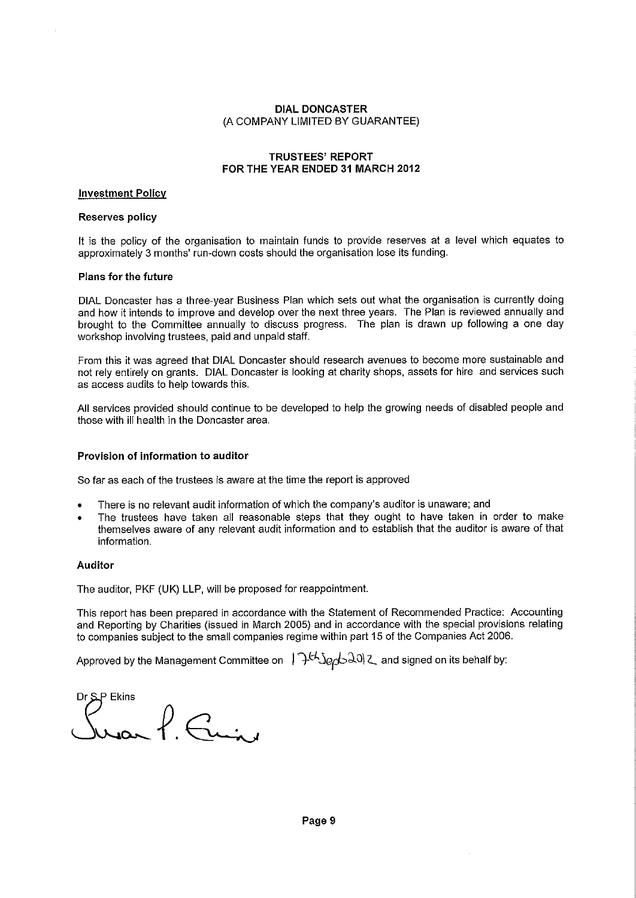**DIAL DONCASTER**
(A COMPANY LIMITED BY GUARANTEE)

**TRUSTEES' REPORT**
**FOR THE YEAR ENDED 31 MARCH 2012**

**Investment Policy**

**Reserves policy**

It is the policy of the organisation to maintain funds to provide reserves at a level which equates to approximately 3 months' run-down costs should the organisation lose its funding.

**Plans for the future**

DIAL Doncaster has a three-year Business Plan which sets out what the organisation is currently doing and how it intends to improve and develop over the next three years. The Plan is reviewed annually and brought to the Committee annually to discuss progress. The plan is drawn up following a one day workshop involving trustees, paid and unpaid staff.

From this it was agreed that DIAL Doncaster should research avenues to become more sustainable and not rely entirely on grants. DIAL Doncaster is looking at charity shops, assets for hire and services such as access audits to help towards this.

All services provided should continue to be developed to help the growing needs of disabled people and those with ill health in the Doncaster area.

**Provision of information to auditor**

So far as each of the trustees is aware at the time the report is approved

- There is no relevant audit information of which the company's auditor is unaware; and
- The trustees have taken all reasonable steps that they ought to have taken in order to make themselves aware of any relevant audit information and to establish that the auditor is aware of that information.

**Auditor**

The auditor, PKF (UK) LLP, will be proposed for reappointment.

This report has been prepared in accordance with the Statement of Recommended Practice: Accounting and Reporting by Charities (issued in March 2005) and in accordance with the special provisions relating to companies subject to the small companies regime within part 15 of the Companies Act 2006.

Approved by the Management Committee on 17th Sept 2012 and signed on its behalf by:

Dr S.P Ekins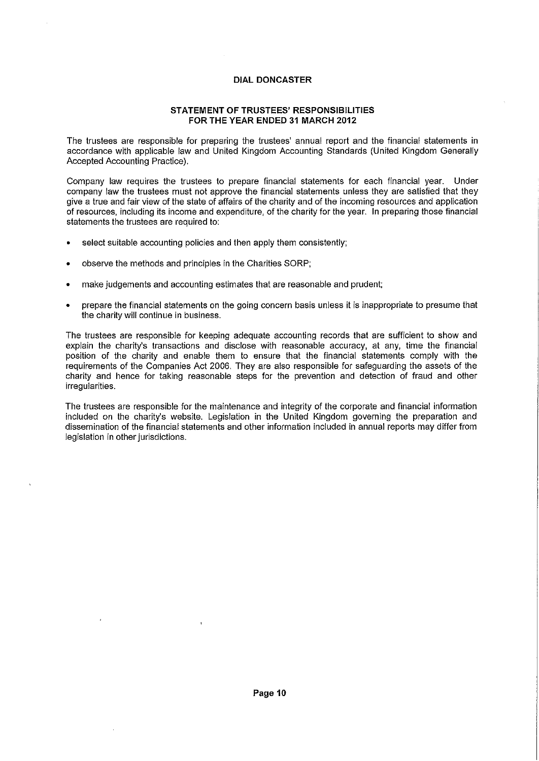# DIAL DONCASTER

## STATEMENT OF TRUSTEES' RESPONSIBILITIES
## FOR THE YEAR ENDED 31 MARCH 2012

The trustees are responsible for preparing the trustees' annual report and the financial statements in accordance with applicable law and United Kingdom Accounting Standards (United Kingdom Generally Accepted Accounting Practice).

Company law requires the trustees to prepare financial statements for each financial year. Under company law the trustees must not approve the financial statements unless they are satisfied that they give a true and fair view of the state of affairs of the charity and of the incoming resources and application of resources, including its income and expenditure, of the charity for the year. In preparing those financial statements the trustees are required to:

- select suitable accounting policies and then apply them consistently;
- observe the methods and principles in the Charities SORP;
- make judgements and accounting estimates that are reasonable and prudent;
- prepare the financial statements on the going concern basis unless it is inappropriate to presume that the charity will continue in business.

The trustees are responsible for keeping adequate accounting records that are sufficient to show and explain the charity's transactions and disclose with reasonable accuracy, at any, time the financial position of the charity and enable them to ensure that the financial statements comply with the requirements of the Companies Act 2006. They are also responsible for safeguarding the assets of the charity and hence for taking reasonable steps for the prevention and detection of fraud and other irregularities.

The trustees are responsible for the maintenance and integrity of the corporate and financial information included on the charity's website. Legislation in the United Kingdom governing the preparation and dissemination of the financial statements and other information included in annual reports may differ from legislation in other jurisdictions.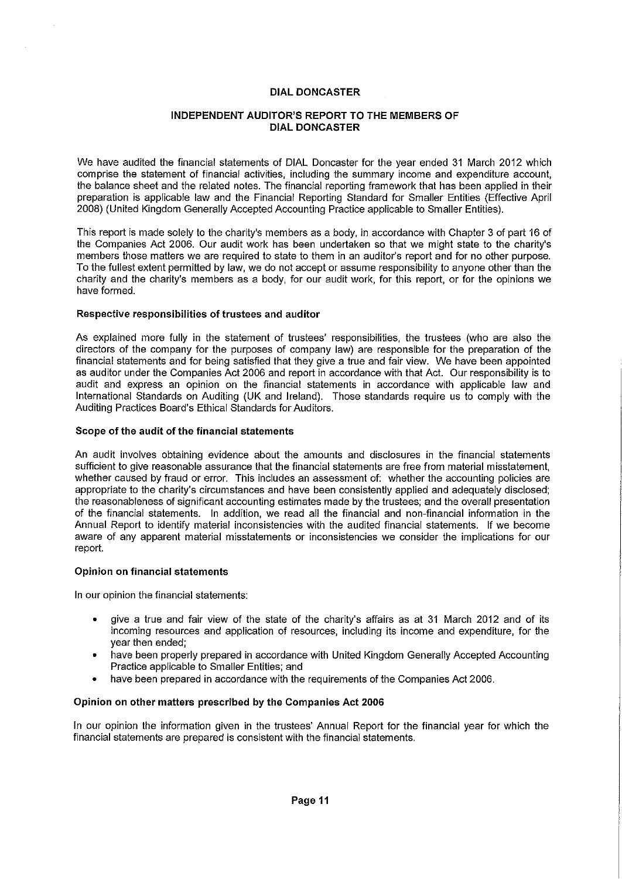# DIAL DONCASTER

## INDEPENDENT AUDITOR'S REPORT TO THE MEMBERS OF DIAL DONCASTER

We have audited the financial statements of DIAL Doncaster for the year ended 31 March 2012 which comprise the statement of financial activities, including the summary income and expenditure account, the balance sheet and the related notes. The financial reporting framework that has been applied in their preparation is applicable law and the Financial Reporting Standard for Smaller Entities (Effective April 2008) (United Kingdom Generally Accepted Accounting Practice applicable to Smaller Entities).

This report is made solely to the charity's members as a body, in accordance with Chapter 3 of part 16 of the Companies Act 2006. Our audit work has been undertaken so that we might state to the charity's members those matters we are required to state to them in an auditor's report and for no other purpose. To the fullest extent permitted by law, we do not accept or assume responsibility to anyone other than the charity and the charity's members as a body, for our audit work, for this report, or for the opinions we have formed.

### Respective responsibilities of trustees and auditor

As explained more fully in the statement of trustees' responsibilities, the trustees (who are also the directors of the company for the purposes of company law) are responsible for the preparation of the financial statements and for being satisfied that they give a true and fair view. We have been appointed as auditor under the Companies Act 2006 and report in accordance with that Act. Our responsibility is to audit and express an opinion on the financial statements in accordance with applicable law and International Standards on Auditing (UK and Ireland). Those standards require us to comply with the Auditing Practices Board's Ethical Standards for Auditors.

### Scope of the audit of the financial statements

An audit involves obtaining evidence about the amounts and disclosures in the financial statements sufficient to give reasonable assurance that the financial statements are free from material misstatement, whether caused by fraud or error. This includes an assessment of: whether the accounting policies are appropriate to the charity's circumstances and have been consistently applied and adequately disclosed; the reasonableness of significant accounting estimates made by the trustees; and the overall presentation of the financial statements. In addition, we read all the financial and non-financial information in the Annual Report to identify material inconsistencies with the audited financial statements. If we become aware of any apparent material misstatements or inconsistencies we consider the implications for our report.

### Opinion on financial statements

In our opinion the financial statements:

- give a true and fair view of the state of the charity's affairs as at 31 March 2012 and of its incoming resources and application of resources, including its income and expenditure, for the year then ended;
- have been properly prepared in accordance with United Kingdom Generally Accepted Accounting Practice applicable to Smaller Entities; and
- have been prepared in accordance with the requirements of the Companies Act 2006.

### Opinion on other matters prescribed by the Companies Act 2006

In our opinion the information given in the trustees' Annual Report for the financial year for which the financial statements are prepared is consistent with the financial statements.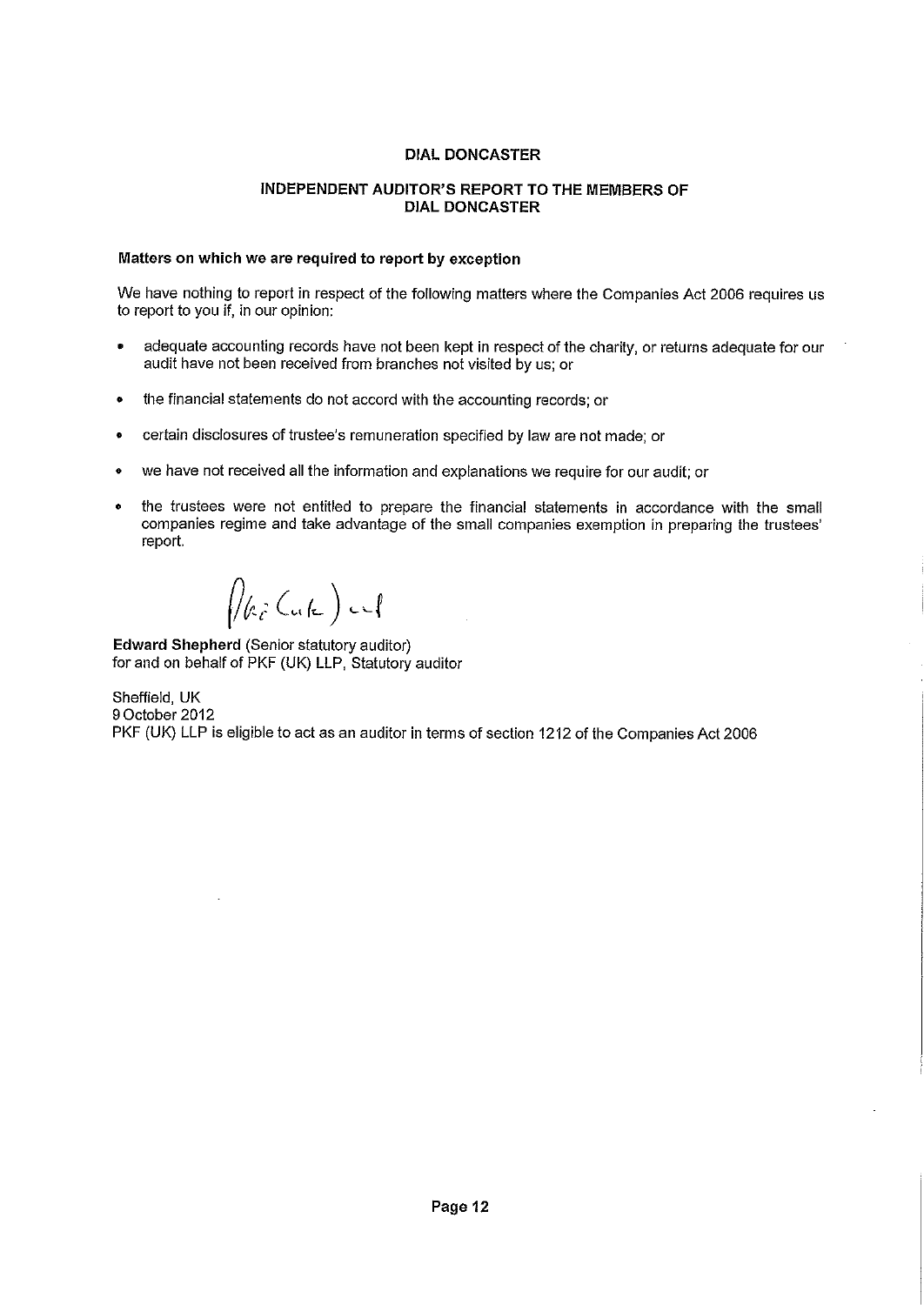## DIAL DONCASTER

### INDEPENDENT AUDITOR'S REPORT TO THE MEMBERS OF DIAL DONCASTER

**Matters on which we are required to report by exception**

We have nothing to report in respect of the following matters where the Companies Act 2006 requires us to report to you if, in our opinion:

- adequate accounting records have not been kept in respect of the charity, or returns adequate for our audit have not been received from branches not visited by us; or
- the financial statements do not accord with the accounting records; or
- certain disclosures of trustee's remuneration specified by law are not made; or
- we have not received all the information and explanations we require for our audit; or
- the trustees were not entitled to prepare the financial statements in accordance with the small companies regime and take advantage of the small companies exemption in preparing the trustees' report.

**Edward Shepherd** (Senior statutory auditor)
for and on behalf of PKF (UK) LLP, Statutory auditor

Sheffield, UK
9 October 2012
PKF (UK) LLP is eligible to act as an auditor in terms of section 1212 of the Companies Act 2006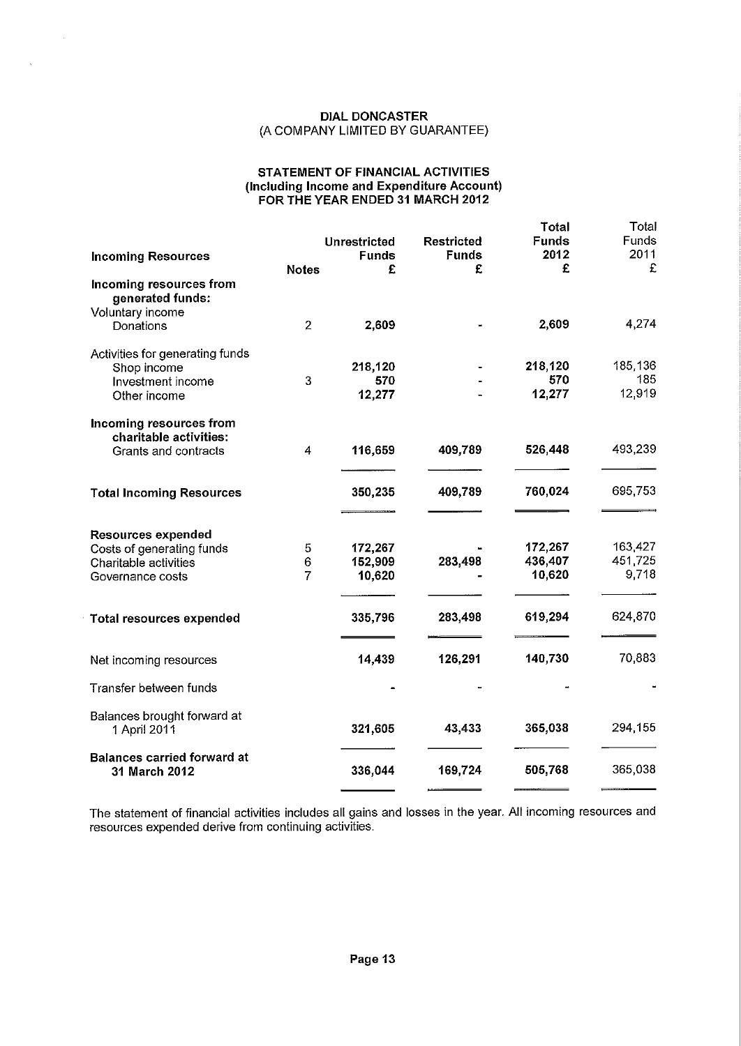**DIAL DONCASTER**
(A COMPANY LIMITED BY GUARANTEE)

## STATEMENT OF FINANCIAL ACTIVITIES
### (Including Income and Expenditure Account)
### FOR THE YEAR ENDED 31 MARCH 2012

| **Incoming Resources** | **Notes** | **Unrestricted Funds £** | **Restricted Funds £** | **Total Funds 2012 £** | Total Funds 2011 £ |
|---|---|---|---|---|---|
| **Incoming resources from generated funds:** | | | | | |
| Voluntary income | | | | | |
| Donations | 2 | **2,609** | - | **2,609** | 4,274 |
| Activities for generating funds | | | | | |
| Shop income | | **218,120** | - | **218,120** | 185,136 |
| Investment income | 3 | **570** | - | **570** | 185 |
| Other income | | **12,277** | - | **12,277** | 12,919 |
| **Incoming resources from charitable activities:** | | | | | |
| Grants and contracts | 4 | **116,659** | **409,789** | **526,448** | 493,239 |
| **Total Incoming Resources** | | **350,235** | **409,789** | **760,024** | 695,753 |
| **Resources expended** | | | | | |
| Costs of generating funds | 5 | **172,267** | - | **172,267** | 163,427 |
| Charitable activities | 6 | **152,909** | **283,498** | **436,407** | 451,725 |
| Governance costs | 7 | **10,620** | - | **10,620** | 9,718 |
| **Total resources expended** | | **335,796** | **283,498** | **619,294** | 624,870 |
| Net incoming resources | | **14,439** | **126,291** | **140,730** | 70,883 |
| Transfer between funds | | - | - | - | - |
| Balances brought forward at 1 April 2011 | | **321,605** | **43,433** | **365,038** | 294,155 |
| **Balances carried forward at 31 March 2012** | | **336,044** | **169,724** | **505,768** | 365,038 |

The statement of financial activities includes all gains and losses in the year. All incoming resources and resources expended derive from continuing activities.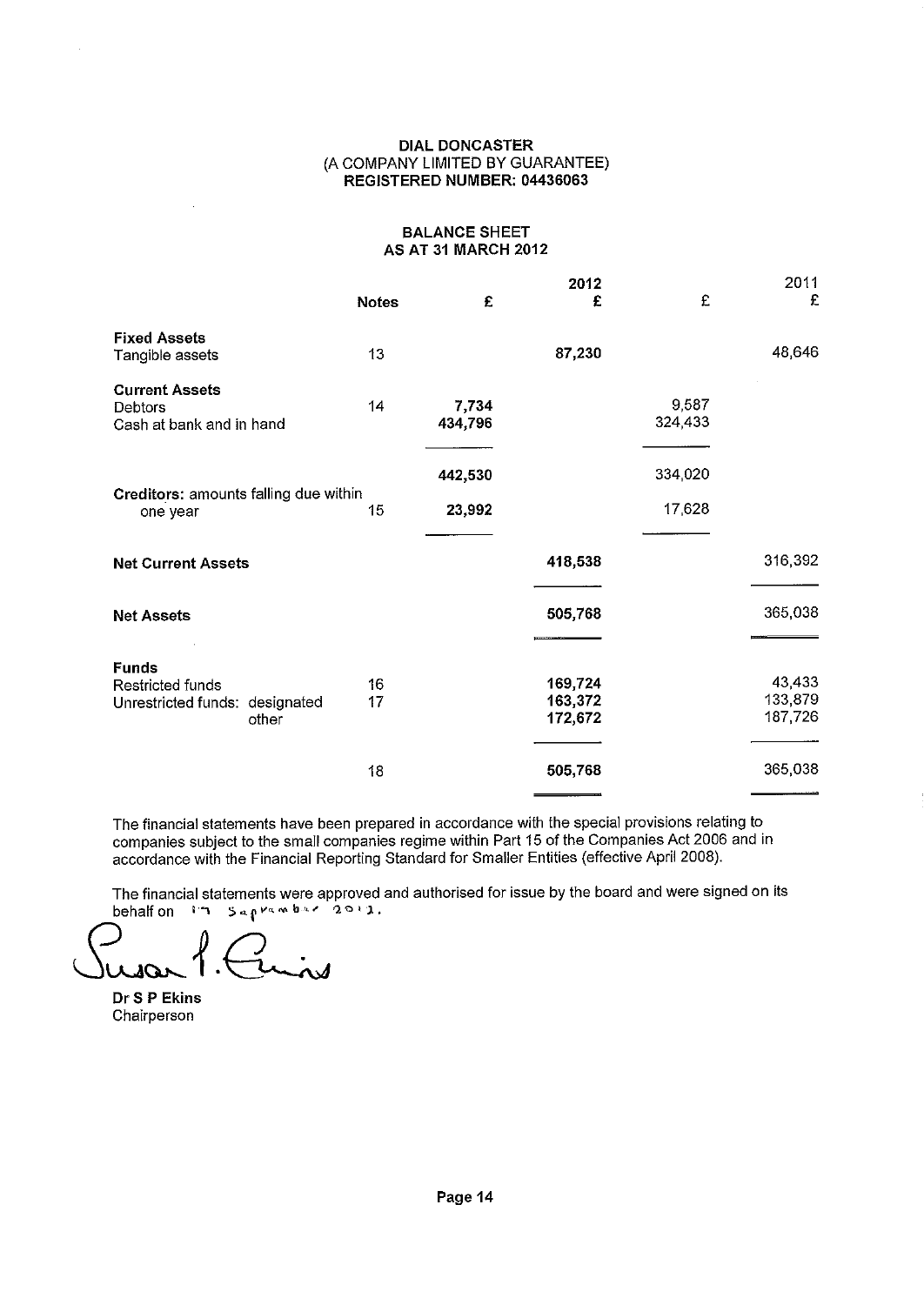**DIAL DONCASTER**
(A COMPANY LIMITED BY GUARANTEE)
**REGISTERED NUMBER: 04436063**

## BALANCE SHEET
## AS AT 31 MARCH 2012

| | Notes | 2012 £ | 2012 £ | 2011 £ | 2011 £ |
|---|---|---|---|---|---|
| **Fixed Assets** | | | | | |
| Tangible assets | 13 | | **87,230** | | 48,646 |
| **Current Assets** | | | | | |
| Debtors | 14 | **7,734** | | 9,587 | |
| Cash at bank and in hand | | **434,796** | | 324,433 | |
| | | **442,530** | | 334,020 | |
| **Creditors:** amounts falling due within one year | 15 | **23,992** | | 17,628 | |
| **Net Current Assets** | | | **418,538** | | 316,392 |
| **Net Assets** | | | **505,768** | | 365,038 |
| **Funds** | | | | | |
| Restricted funds | 16 | | **169,724** | | 43,433 |
| Unrestricted funds: designated | 17 | | **163,372** | | 133,879 |
| Unrestricted funds: other | | | **172,672** | | 187,726 |
| | 18 | | **505,768** | | 365,038 |

The financial statements have been prepared in accordance with the special provisions relating to companies subject to the small companies regime within Part 15 of the Companies Act 2006 and in accordance with the Financial Reporting Standard for Smaller Entities (effective April 2008).

The financial statements were approved and authorised for issue by the board and were signed on its behalf on 17 September 2012.

Susan P. Ekins

**Dr S P Ekins**
Chairperson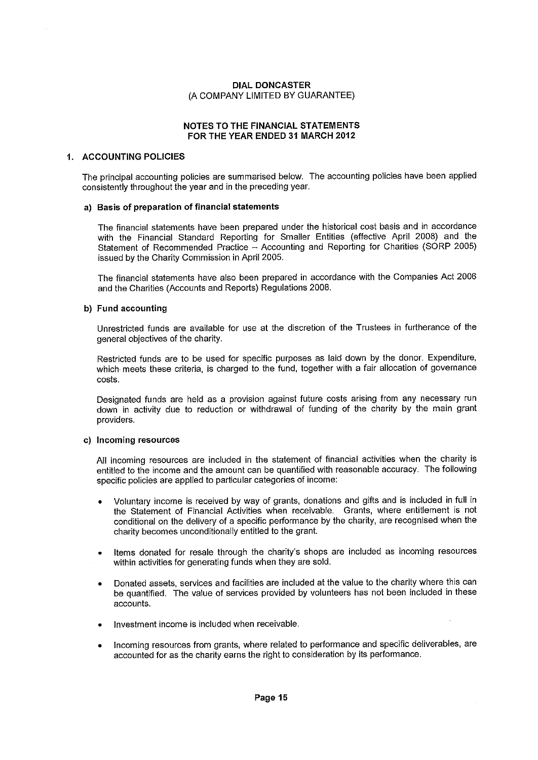**DIAL DONCASTER**
(A COMPANY LIMITED BY GUARANTEE)

**NOTES TO THE FINANCIAL STATEMENTS**
**FOR THE YEAR ENDED 31 MARCH 2012**

## 1. ACCOUNTING POLICIES

The principal accounting policies are summarised below. The accounting policies have been applied consistently throughout the year and in the preceding year.

### a) Basis of preparation of financial statements

The financial statements have been prepared under the historical cost basis and in accordance with the Financial Standard Reporting for Smaller Entities (effective April 2008) and the Statement of Recommended Practice – Accounting and Reporting for Charities (SORP 2005) issued by the Charity Commission in April 2005.

The financial statements have also been prepared in accordance with the Companies Act 2006 and the Charities (Accounts and Reports) Regulations 2008.

### b) Fund accounting

Unrestricted funds are available for use at the discretion of the Trustees in furtherance of the general objectives of the charity.

Restricted funds are to be used for specific purposes as laid down by the donor. Expenditure, which meets these criteria, is charged to the fund, together with a fair allocation of governance costs.

Designated funds are held as a provision against future costs arising from any necessary run down in activity due to reduction or withdrawal of funding of the charity by the main grant providers.

### c) Incoming resources

All incoming resources are included in the statement of financial activities when the charity is entitled to the income and the amount can be quantified with reasonable accuracy. The following specific policies are applied to particular categories of income:

- Voluntary income is received by way of grants, donations and gifts and is included in full in the Statement of Financial Activities when receivable. Grants, where entitlement is not conditional on the delivery of a specific performance by the charity, are recognised when the charity becomes unconditionally entitled to the grant.
- Items donated for resale through the charity's shops are included as incoming resources within activities for generating funds when they are sold.
- Donated assets, services and facilities are included at the value to the charity where this can be quantified. The value of services provided by volunteers has not been included in these accounts.
- Investment income is included when receivable.
- Incoming resources from grants, where related to performance and specific deliverables, are accounted for as the charity earns the right to consideration by its performance.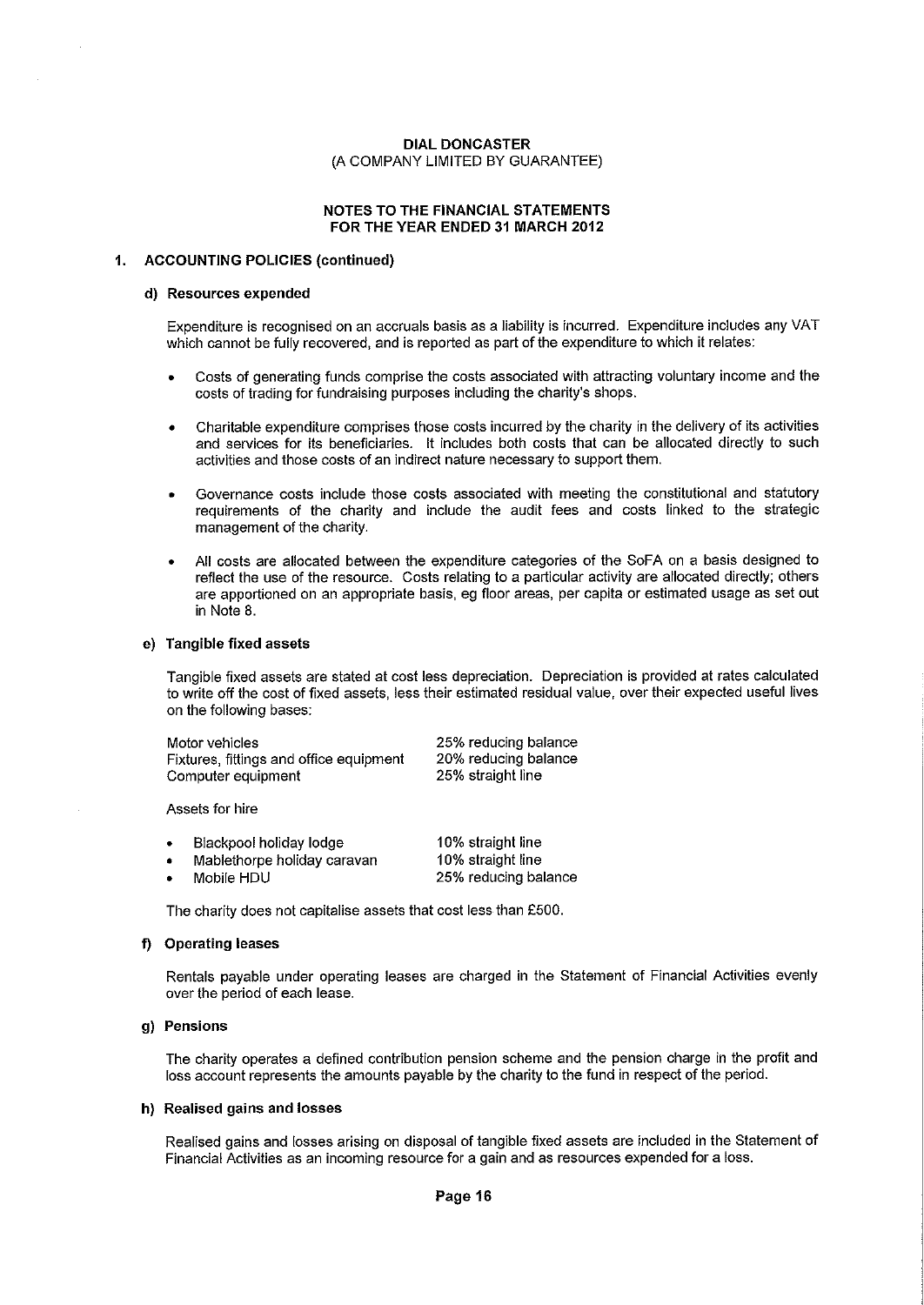**DIAL DONCASTER**
(A COMPANY LIMITED BY GUARANTEE)

**NOTES TO THE FINANCIAL STATEMENTS**
**FOR THE YEAR ENDED 31 MARCH 2012**

## 1. ACCOUNTING POLICIES (continued)

### d) Resources expended

Expenditure is recognised on an accruals basis as a liability is incurred. Expenditure includes any VAT which cannot be fully recovered, and is reported as part of the expenditure to which it relates:

- Costs of generating funds comprise the costs associated with attracting voluntary income and the costs of trading for fundraising purposes including the charity's shops.
- Charitable expenditure comprises those costs incurred by the charity in the delivery of its activities and services for its beneficiaries. It includes both costs that can be allocated directly to such activities and those costs of an indirect nature necessary to support them.
- Governance costs include those costs associated with meeting the constitutional and statutory requirements of the charity and include the audit fees and costs linked to the strategic management of the charity.
- All costs are allocated between the expenditure categories of the SoFA on a basis designed to reflect the use of the resource. Costs relating to a particular activity are allocated directly; others are apportioned on an appropriate basis, eg floor areas, per capita or estimated usage as set out in Note 8.

### e) Tangible fixed assets

Tangible fixed assets are stated at cost less depreciation. Depreciation is provided at rates calculated to write off the cost of fixed assets, less their estimated residual value, over their expected useful lives on the following bases:

| | |
|---|---|
| Motor vehicles | 25% reducing balance |
| Fixtures, fittings and office equipment | 20% reducing balance |
| Computer equipment | 25% straight line |

Assets for hire

| | |
|---|---|
| • Blackpool holiday lodge | 10% straight line |
| • Mablethorpe holiday caravan | 10% straight line |
| • Mobile HDU | 25% reducing balance |

The charity does not capitalise assets that cost less than £500.

### f) Operating leases

Rentals payable under operating leases are charged in the Statement of Financial Activities evenly over the period of each lease.

### g) Pensions

The charity operates a defined contribution pension scheme and the pension charge in the profit and loss account represents the amounts payable by the charity to the fund in respect of the period.

### h) Realised gains and losses

Realised gains and losses arising on disposal of tangible fixed assets are included in the Statement of Financial Activities as an incoming resource for a gain and as resources expended for a loss.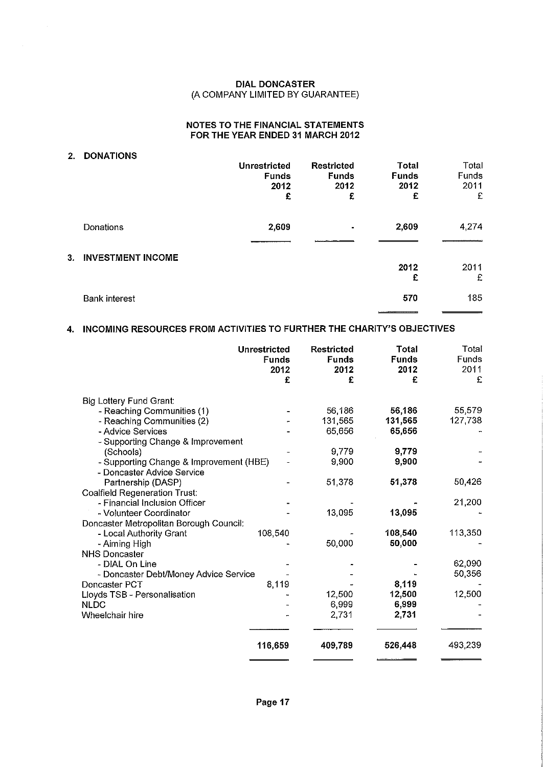**DIAL DONCASTER**
(A COMPANY LIMITED BY GUARANTEE)

**NOTES TO THE FINANCIAL STATEMENTS**
**FOR THE YEAR ENDED 31 MARCH 2012**

## 2. DONATIONS

| | Unrestricted Funds 2012 £ | Restricted Funds 2012 £ | Total Funds 2012 £ | Total Funds 2011 £ |
|---|---|---|---|---|
| Donations | **2,609** | - | **2,609** | 4,274 |

## 3. INVESTMENT INCOME

| | 2012 £ | 2011 £ |
|---|---|---|
| Bank interest | **570** | 185 |

## 4. INCOMING RESOURCES FROM ACTIVITIES TO FURTHER THE CHARITY'S OBJECTIVES

| | Unrestricted Funds 2012 £ | Restricted Funds 2012 £ | Total Funds 2012 £ | Total Funds 2011 £ |
|---|---|---|---|---|
| Big Lottery Fund Grant: | | | | |
| - Reaching Communities (1) | - | 56,186 | **56,186** | 55,579 |
| - Reaching Communities (2) | - | 131,565 | **131,565** | 127,738 |
| - Advice Services | - | 65,656 | **65,656** | - |
| - Supporting Change & Improvement (Schools) | - | 9,779 | **9,779** | - |
| - Supporting Change & Improvement (HBE) | - | 9,900 | **9,900** | - |
| - Doncaster Advice Service Partnership (DASP) | - | 51,378 | **51,378** | 50,426 |
| Coalfield Regeneration Trust: | | | | |
| - Financial Inclusion Officer | - | - | - | 21,200 |
| - Volunteer Coordinator | - | 13,095 | **13,095** | - |
| Doncaster Metropolitan Borough Council: | | | | |
| - Local Authority Grant | 108,540 | - | **108,540** | 113,350 |
| - Aiming High | - | 50,000 | **50,000** | - |
| NHS Doncaster | | | | |
| - DIAL On Line | - | - | - | 62,090 |
| - Doncaster Debt/Money Advice Service | - | - | - | 50,356 |
| Doncaster PCT | 8,119 | - | **8,119** | - |
| Lloyds TSB - Personalisation | - | 12,500 | **12,500** | 12,500 |
| NLDC | - | 6,999 | **6,999** | - |
| Wheelchair hire | - | 2,731 | **2,731** | - |
| | **116,659** | **409,789** | **526,448** | 493,239 |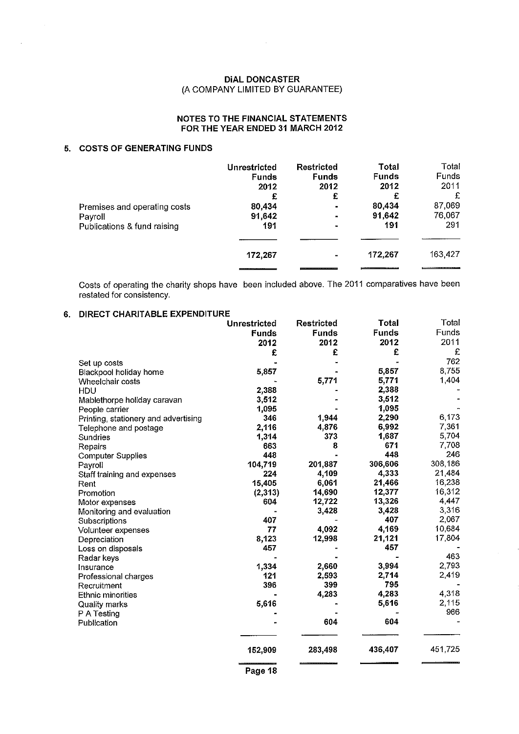DiAL DONCASTER
(A COMPANY LIMITED BY GUARANTEE)

NOTES TO THE FINANCIAL STATEMENTS
FOR THE YEAR ENDED 31 MARCH 2012

## 5. COSTS OF GENERATING FUNDS

| | Unrestricted Funds 2012 £ | Restricted Funds 2012 £ | Total Funds 2012 £ | Total Funds 2011 £ |
|---|---|---|---|---|
| Premises and operating costs | 80,434 | - | 80,434 | 87,069 |
| Payroll | 91,642 | - | 91,642 | 76,067 |
| Publications & fund raising | 191 | - | 191 | 291 |
| | 172,267 | - | 172,267 | 163,427 |

Costs of operating the charity shops have been included above. The 2011 comparatives have been restated for consistency.

## 6. DIRECT CHARITABLE EXPENDITURE

| | Unrestricted Funds 2012 £ | Restricted Funds 2012 £ | Total Funds 2012 £ | Total Funds 2011 £ |
|---|---|---|---|---|
| Set up costs | - | - | - | 762 |
| Blackpool holiday home | 5,857 | - | 5,857 | 8,755 |
| Wheelchair costs | - | 5,771 | 5,771 | 1,404 |
| HDU | 2,388 | - | 2,388 | - |
| Mablethorpe holiday caravan | 3,512 | - | 3,512 | - |
| People carrier | 1,095 | - | 1,095 | - |
| Printing, stationery and advertising | 346 | 1,944 | 2,290 | 6,173 |
| Telephone and postage | 2,116 | 4,876 | 6,992 | 7,361 |
| Sundries | 1,314 | 373 | 1,687 | 5,704 |
| Repairs | 663 | 8 | 671 | 7,708 |
| Computer Supplies | 448 | - | 448 | 246 |
| Payroll | 104,719 | 201,887 | 306,606 | 308,186 |
| Staff training and expenses | 224 | 4,109 | 4,333 | 21,484 |
| Rent | 15,405 | 6,061 | 21,466 | 16,238 |
| Promotion | (2,313) | 14,690 | 12,377 | 16,312 |
| Motor expenses | 604 | 12,722 | 13,326 | 4,447 |
| Monitoring and evaluation | - | 3,428 | 3,428 | 3,316 |
| Subscriptions | 407 | - | 407 | 2,067 |
| Volunteer expenses | 77 | 4,092 | 4,169 | 10,684 |
| Depreciation | 8,123 | 12,998 | 21,121 | 17,804 |
| Loss on disposals | 457 | - | 457 | - |
| Radar keys | - | - | - | 463 |
| Insurance | 1,334 | 2,660 | 3,994 | 2,793 |
| Professional charges | 121 | 2,593 | 2,714 | 2,419 |
| Recruitment | 396 | 399 | 795 | - |
| Ethnic minorities | - | 4,283 | 4,283 | 4,318 |
| Quality marks | 5,616 | - | 5,616 | 2,115 |
| P A Testing | - | - | - | 966 |
| Publication | - | 604 | 604 | - |
| | 152,909 | 283,498 | 436,407 | 451,725 |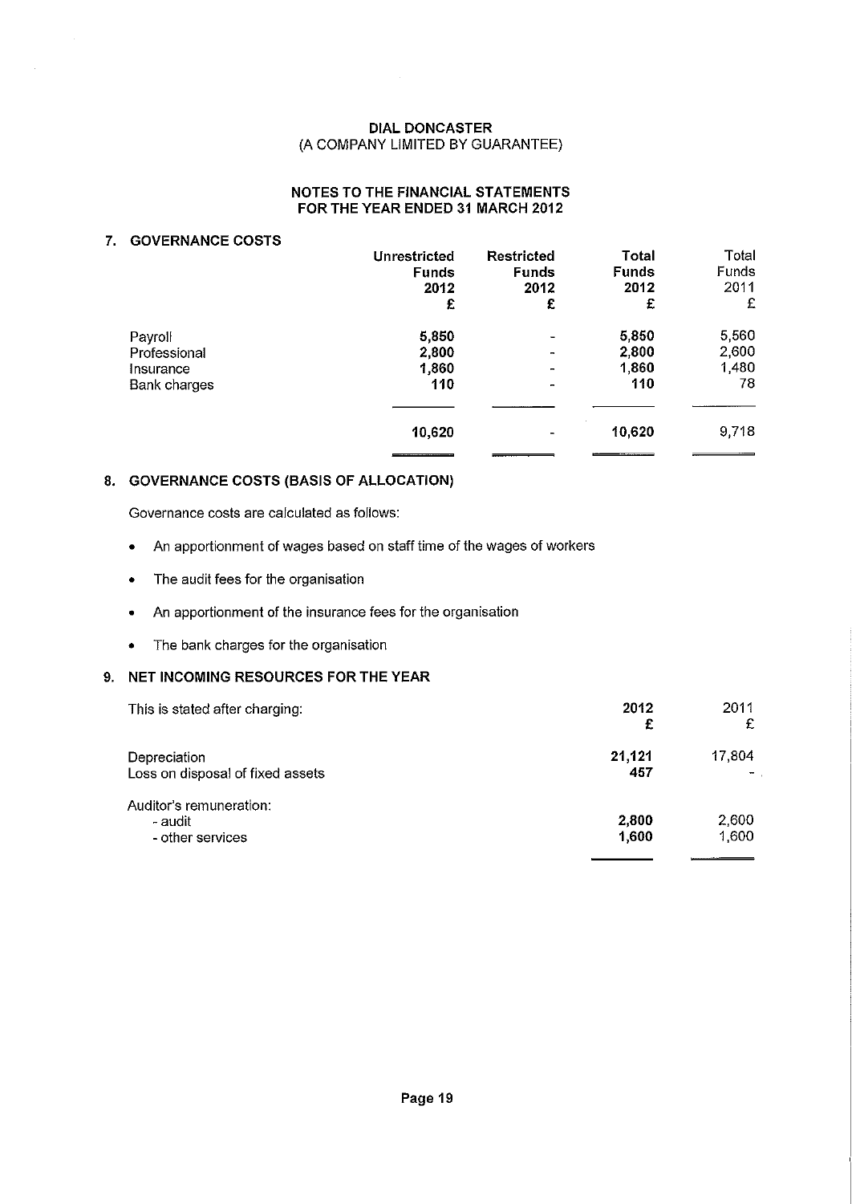DIAL DONCASTER
(A COMPANY LIMITED BY GUARANTEE)

NOTES TO THE FINANCIAL STATEMENTS
FOR THE YEAR ENDED 31 MARCH 2012

## 7. GOVERNANCE COSTS

| | Unrestricted Funds 2012 £ | Restricted Funds 2012 £ | Total Funds 2012 £ | Total Funds 2011 £ |
|---|---|---|---|---|
| Payroll | **5,850** | - | **5,850** | 5,560 |
| Professional | **2,800** | - | **2,800** | 2,600 |
| Insurance | **1,860** | - | **1,860** | 1,480 |
| Bank charges | **110** | - | **110** | 78 |
| | **10,620** | - | **10,620** | 9,718 |

## 8. GOVERNANCE COSTS (BASIS OF ALLOCATION)

Governance costs are calculated as follows:

- An apportionment of wages based on staff time of the wages of workers
- The audit fees for the organisation
- An apportionment of the insurance fees for the organisation
- The bank charges for the organisation

## 9. NET INCOMING RESOURCES FOR THE YEAR

| This is stated after charging: | 2012 £ | 2011 £ |
|---|---|---|
| Depreciation | **21,121** | 17,804 |
| Loss on disposal of fixed assets | **457** | - |
| Auditor's remuneration: | | |
| - audit | **2,800** | 2,600 |
| - other services | **1,600** | 1,600 |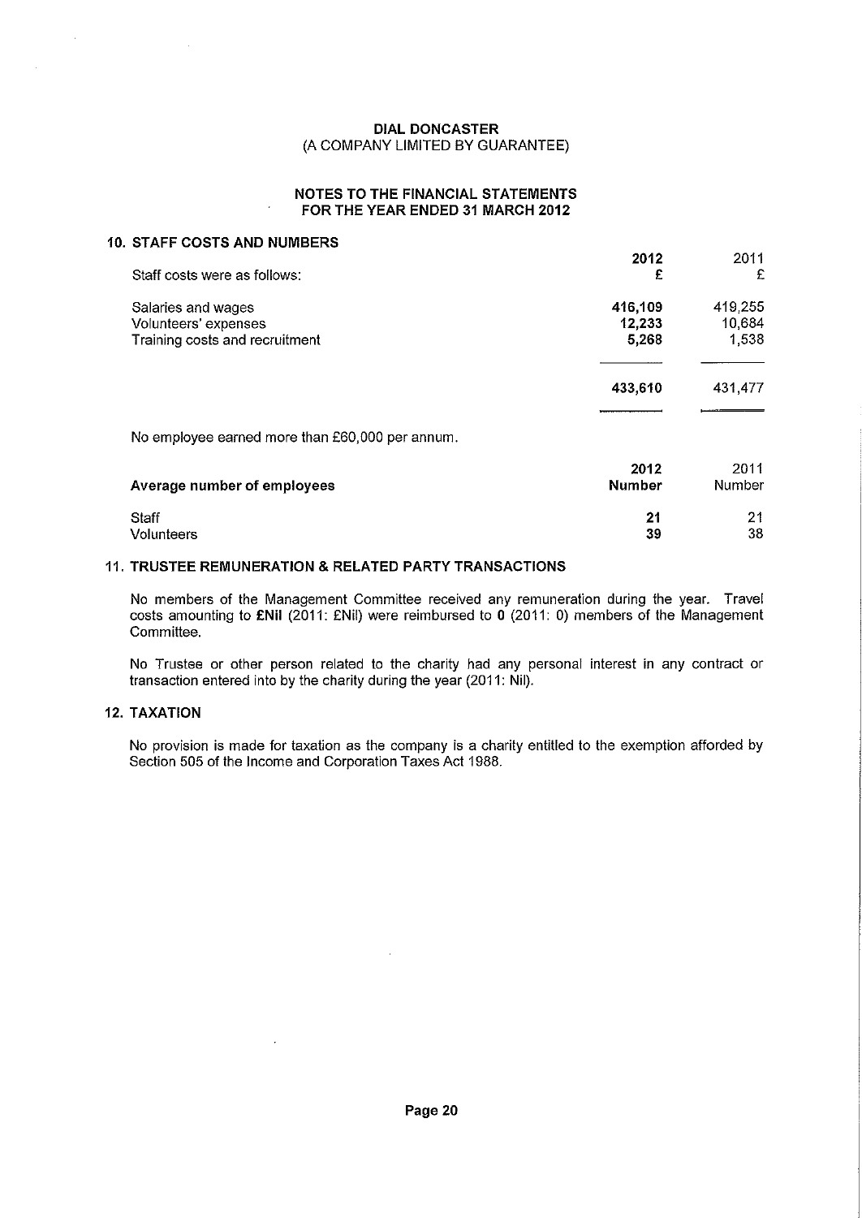**DIAL DONCASTER**
(A COMPANY LIMITED BY GUARANTEE)

**NOTES TO THE FINANCIAL STATEMENTS**
**FOR THE YEAR ENDED 31 MARCH 2012**

## 10. STAFF COSTS AND NUMBERS

| Staff costs were as follows: | **2012** **£** | 2011 £ |
|---|---|---|
| Salaries and wages | **416,109** | 419,255 |
| Volunteers' expenses | **12,233** | 10,684 |
| Training costs and recruitment | **5,268** | 1,538 |
| | **433,610** | 431,477 |

No employee earned more than £60,000 per annum.

| **Average number of employees** | **2012** **Number** | 2011 Number |
|---|---|---|
| Staff | **21** | 21 |
| Volunteers | **39** | 38 |

## 11. TRUSTEE REMUNERATION & RELATED PARTY TRANSACTIONS

No members of the Management Committee received any remuneration during the year. Travel costs amounting to **£Nil** (2011: £Nil) were reimbursed to **0** (2011: 0) members of the Management Committee.

No Trustee or other person related to the charity had any personal interest in any contract or transaction entered into by the charity during the year (2011: Nil).

## 12. TAXATION

No provision is made for taxation as the company is a charity entitled to the exemption afforded by Section 505 of the Income and Corporation Taxes Act 1988.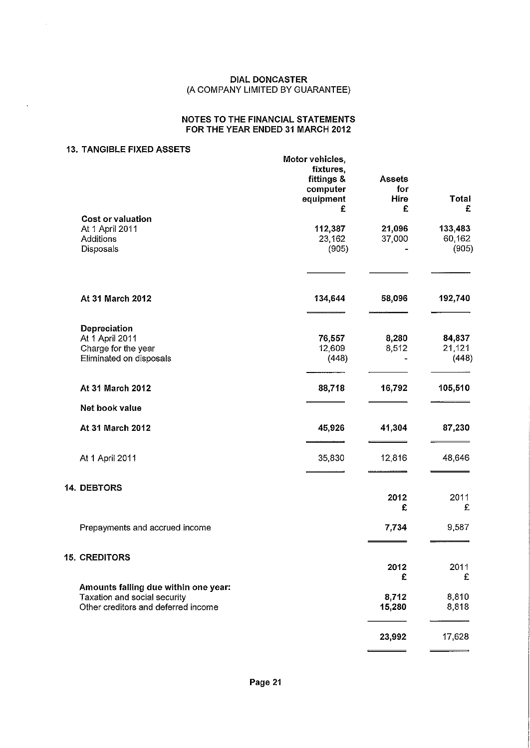DIAL DONCASTER
(A COMPANY LIMITED BY GUARANTEE)

NOTES TO THE FINANCIAL STATEMENTS
FOR THE YEAR ENDED 31 MARCH 2012

## 13. TANGIBLE FIXED ASSETS

| | Motor vehicles, fixtures, fittings & computer equipment £ | Assets for Hire £ | Total £ |
|---|---|---|---|
| **Cost or valuation** | | | |
| At 1 April 2011 | 112,387 | 21,096 | 133,483 |
| Additions | 23,162 | 37,000 | 60,162 |
| Disposals | (905) | - | (905) |
| **At 31 March 2012** | **134,644** | **58,096** | **192,740** |
| **Depreciation** | | | |
| At 1 April 2011 | 76,557 | 8,280 | 84,837 |
| Charge for the year | 12,609 | 8,512 | 21,121 |
| Eliminated on disposals | (448) | - | (448) |
| **At 31 March 2012** | **88,718** | **16,792** | **105,510** |
| **Net book value** | | | |
| **At 31 March 2012** | **45,926** | **41,304** | **87,230** |
| At 1 April 2011 | 35,830 | 12,816 | 48,646 |

## 14. DEBTORS

| | 2012 £ | 2011 £ |
|---|---|---|
| Prepayments and accrued income | **7,734** | 9,587 |

## 15. CREDITORS

| | 2012 £ | 2011 £ |
|---|---|---|
| **Amounts falling due within one year:** | | |
| Taxation and social security | **8,712** | 8,810 |
| Other creditors and deferred income | **15,280** | 8,818 |
| | **23,992** | 17,628 |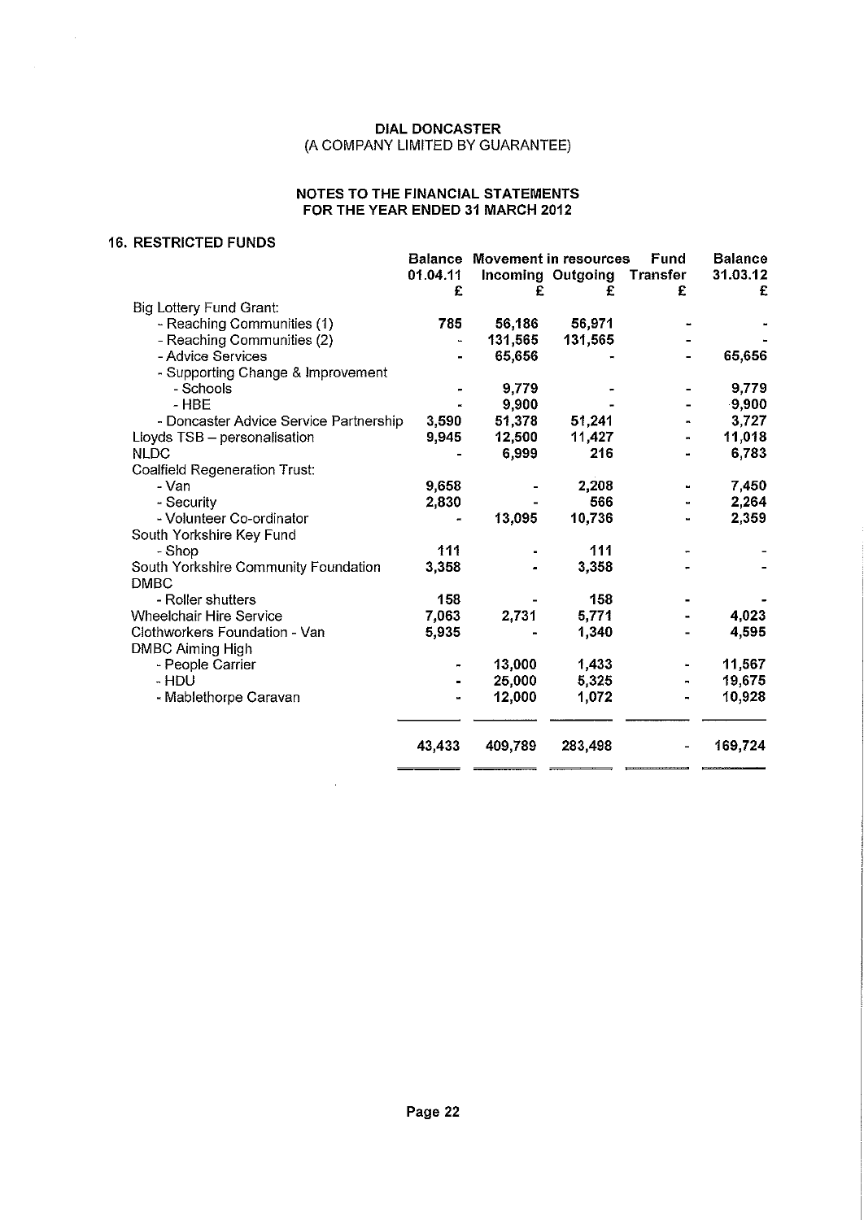**DIAL DONCASTER**
(A COMPANY LIMITED BY GUARANTEE)

**NOTES TO THE FINANCIAL STATEMENTS**
**FOR THE YEAR ENDED 31 MARCH 2012**

### 16. RESTRICTED FUNDS

| | Balance 01.04.11 | Movement in resources | | Fund Transfer | Balance 31.03.12 |
|---|---|---|---|---|---|
| | | Incoming | Outgoing | | |
| | £ | £ | £ | £ | £ |
| Big Lottery Fund Grant: | | | | | |
| - Reaching Communities (1) | 785 | 56,186 | 56,971 | - | - |
| - Reaching Communities (2) | - | 131,565 | 131,565 | - | - |
| - Advice Services | - | 65,656 | - | - | 65,656 |
| - Supporting Change & Improvement | | | | | |
| - Schools | - | 9,779 | - | - | 9,779 |
| - HBE | - | 9,900 | - | - | 9,900 |
| - Doncaster Advice Service Partnership | 3,590 | 51,378 | 51,241 | - | 3,727 |
| Lloyds TSB – personalisation | 9,945 | 12,500 | 11,427 | - | 11,018 |
| NLDC | - | 6,999 | 216 | - | 6,783 |
| Coalfield Regeneration Trust: | | | | | |
| - Van | 9,658 | - | 2,208 | - | 7,450 |
| - Security | 2,830 | - | 566 | - | 2,264 |
| - Volunteer Co-ordinator | - | 13,095 | 10,736 | - | 2,359 |
| South Yorkshire Key Fund | | | | | |
| - Shop | 111 | - | 111 | - | - |
| South Yorkshire Community Foundation | 3,358 | - | 3,358 | - | - |
| DMBC | | | | | |
| - Roller shutters | 158 | - | 158 | - | - |
| Wheelchair Hire Service | 7,063 | 2,731 | 5,771 | - | 4,023 |
| Clothworkers Foundation - Van | 5,935 | - | 1,340 | - | 4,595 |
| DMBC Aiming High | | | | | |
| - People Carrier | - | 13,000 | 1,433 | - | 11,567 |
| - HDU | - | 25,000 | 5,325 | - | 19,675 |
| - Mablethorpe Caravan | - | 12,000 | 1,072 | - | 10,928 |
| | 43,433 | 409,789 | 283,498 | - | 169,724 |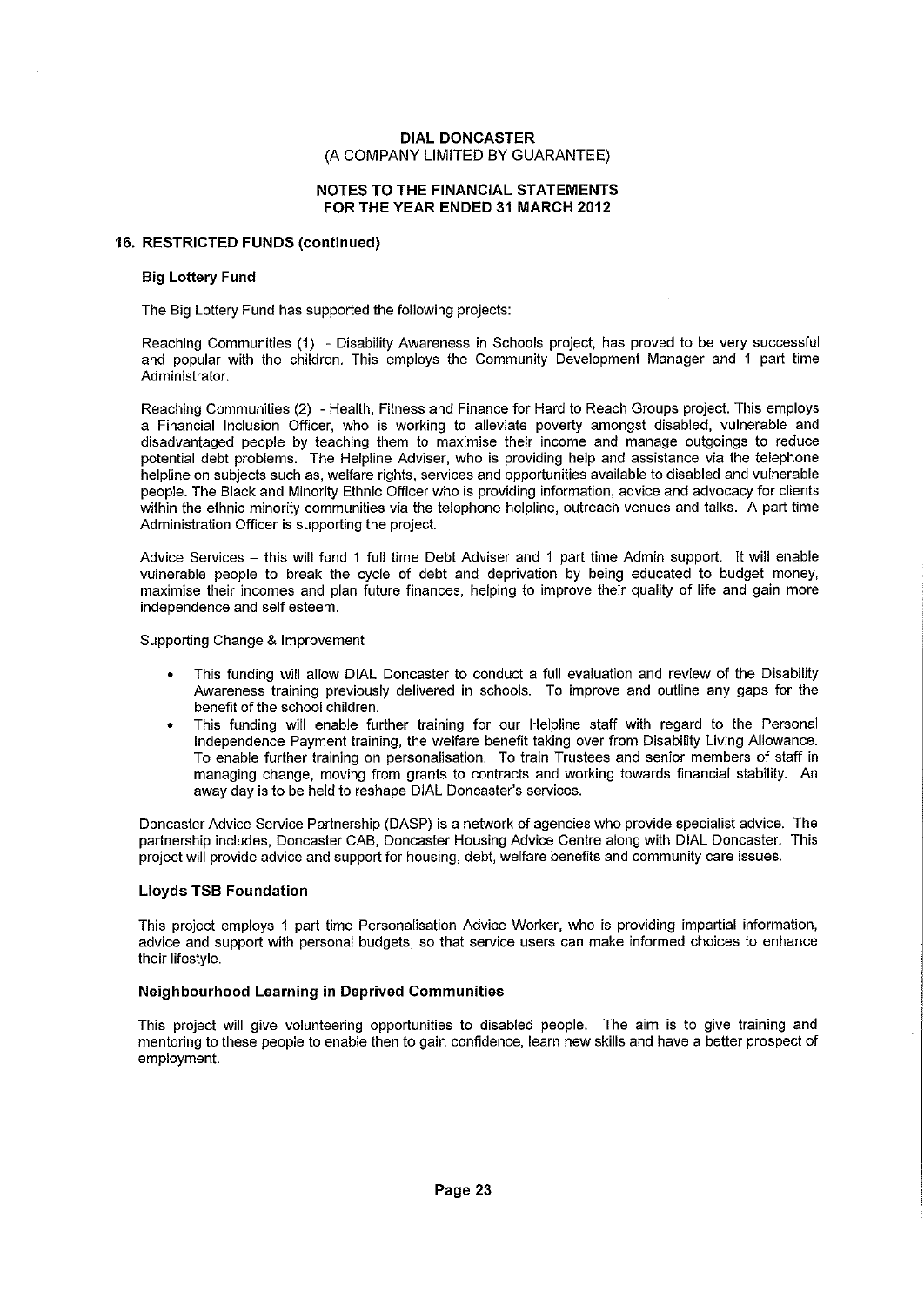# DIAL DONCASTER
(A COMPANY LIMITED BY GUARANTEE)

## NOTES TO THE FINANCIAL STATEMENTS
## FOR THE YEAR ENDED 31 MARCH 2012

### 16. RESTRICTED FUNDS (continued)

**Big Lottery Fund**

The Big Lottery Fund has supported the following projects:

Reaching Communities (1) - Disability Awareness in Schools project, has proved to be very successful and popular with the children. This employs the Community Development Manager and 1 part time Administrator.

Reaching Communities (2) - Health, Fitness and Finance for Hard to Reach Groups project. This employs a Financial Inclusion Officer, who is working to alleviate poverty amongst disabled, vulnerable and disadvantaged people by teaching them to maximise their income and manage outgoings to reduce potential debt problems. The Helpline Adviser, who is providing help and assistance via the telephone helpline on subjects such as, welfare rights, services and opportunities available to disabled and vulnerable people. The Black and Minority Ethnic Officer who is providing information, advice and advocacy for clients within the ethnic minority communities via the telephone helpline, outreach venues and talks. A part time Administration Officer is supporting the project.

Advice Services – this will fund 1 full time Debt Adviser and 1 part time Admin support. It will enable vulnerable people to break the cycle of debt and deprivation by being educated to budget money, maximise their incomes and plan future finances, helping to improve their quality of life and gain more independence and self esteem.

Supporting Change & Improvement

- This funding will allow DIAL Doncaster to conduct a full evaluation and review of the Disability Awareness training previously delivered in schools. To improve and outline any gaps for the benefit of the school children.
- This funding will enable further training for our Helpline staff with regard to the Personal Independence Payment training, the welfare benefit taking over from Disability Living Allowance. To enable further training on personalisation. To train Trustees and senior members of staff in managing change, moving from grants to contracts and working towards financial stability. An away day is to be held to reshape DIAL Doncaster's services.

Doncaster Advice Service Partnership (DASP) is a network of agencies who provide specialist advice. The partnership includes, Doncaster CAB, Doncaster Housing Advice Centre along with DIAL Doncaster. This project will provide advice and support for housing, debt, welfare benefits and community care issues.

**Lloyds TSB Foundation**

This project employs 1 part time Personalisation Advice Worker, who is providing impartial information, advice and support with personal budgets, so that service users can make informed choices to enhance their lifestyle.

**Neighbourhood Learning in Deprived Communities**

This project will give volunteering opportunities to disabled people. The aim is to give training and mentoring to these people to enable then to gain confidence, learn new skills and have a better prospect of employment.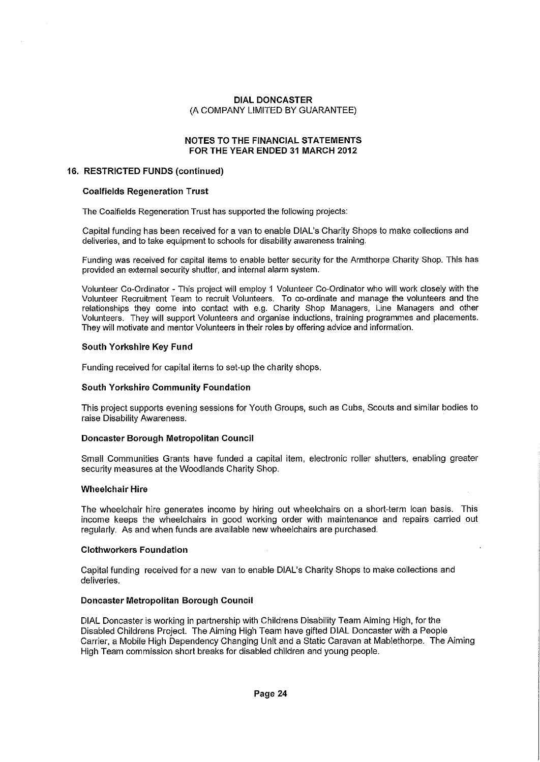# DIAL DONCASTER
(A COMPANY LIMITED BY GUARANTEE)

## NOTES TO THE FINANCIAL STATEMENTS
## FOR THE YEAR ENDED 31 MARCH 2012

### 16. RESTRICTED FUNDS (continued)

**Coalfields Regeneration Trust**

The Coalfields Regeneration Trust has supported the following projects:

Capital funding has been received for a van to enable DIAL's Charity Shops to make collections and deliveries, and to take equipment to schools for disability awareness training.

Funding was received for capital items to enable better security for the Armthorpe Charity Shop. This has provided an external security shutter, and internal alarm system.

Volunteer Co-Ordinator - This project will employ 1 Volunteer Co-Ordinator who will work closely with the Volunteer Recruitment Team to recruit Volunteers. To co-ordinate and manage the volunteers and the relationships they come into contact with e.g. Charity Shop Managers, Line Managers and other Volunteers. They will support Volunteers and organise inductions, training programmes and placements. They will motivate and mentor Volunteers in their roles by offering advice and information.

**South Yorkshire Key Fund**

Funding received for capital items to set-up the charity shops.

**South Yorkshire Community Foundation**

This project supports evening sessions for Youth Groups, such as Cubs, Scouts and similar bodies to raise Disability Awareness.

**Doncaster Borough Metropolitan Council**

Small Communities Grants have funded a capital item, electronic roller shutters, enabling greater security measures at the Woodlands Charity Shop.

**Wheelchair Hire**

The wheelchair hire generates income by hiring out wheelchairs on a short-term loan basis. This income keeps the wheelchairs in good working order with maintenance and repairs carried out regularly. As and when funds are available new wheelchairs are purchased.

**Clothworkers Foundation**

Capital funding received for a new van to enable DIAL's Charity Shops to make collections and deliveries.

**Doncaster Metropolitan Borough Council**

DIAL Doncaster is working in partnership with Childrens Disability Team Aiming High, for the Disabled Childrens Project. The Aiming High Team have gifted DIAL Doncaster with a People Carrier, a Mobile High Dependency Changing Unit and a Static Caravan at Mablethorpe. The Aiming High Team commission short breaks for disabled children and young people.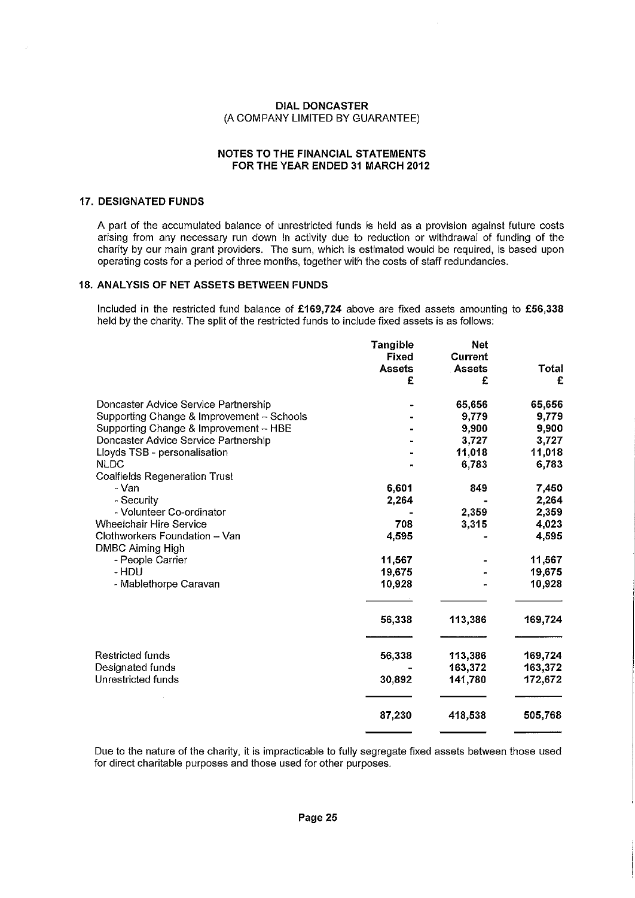**DIAL DONCASTER**
(A COMPANY LIMITED BY GUARANTEE)

**NOTES TO THE FINANCIAL STATEMENTS**
**FOR THE YEAR ENDED 31 MARCH 2012**

## 17. DESIGNATED FUNDS

A part of the accumulated balance of unrestricted funds is held as a provision against future costs arising from any necessary run down in activity due to reduction or withdrawal of funding of the charity by our main grant providers. The sum, which is estimated would be required, is based upon operating costs for a period of three months, together with the costs of staff redundancies.

## 18. ANALYSIS OF NET ASSETS BETWEEN FUNDS

Included in the restricted fund balance of **£169,724** above are fixed assets amounting to **£56,338** held by the charity. The split of the restricted funds to include fixed assets is as follows:

| | Tangible Fixed Assets £ | Net Current Assets £ | Total £ |
|---|---|---|---|
| Doncaster Advice Service Partnership | - | 65,656 | 65,656 |
| Supporting Change & Improvement – Schools | - | 9,779 | 9,779 |
| Supporting Change & Improvement – HBE | - | 9,900 | 9,900 |
| Doncaster Advice Service Partnership | - | 3,727 | 3,727 |
| Lloyds TSB - personalisation | - | 11,018 | 11,018 |
| NLDC | - | 6,783 | 6,783 |
| Coalfields Regeneration Trust | | | |
| - Van | 6,601 | 849 | 7,450 |
| - Security | 2,264 | - | 2,264 |
| - Volunteer Co-ordinator | - | 2,359 | 2,359 |
| Wheelchair Hire Service | 708 | 3,315 | 4,023 |
| Clothworkers Foundation – Van | 4,595 | - | 4,595 |
| DMBC Aiming High | | | |
| - People Carrier | 11,567 | - | 11,567 |
| - HDU | 19,675 | - | 19,675 |
| - Mablethorpe Caravan | 10,928 | - | 10,928 |
| | 56,338 | 113,386 | 169,724 |
| Restricted funds | 56,338 | 113,386 | 169,724 |
| Designated funds | - | 163,372 | 163,372 |
| Unrestricted funds | 30,892 | 141,780 | 172,672 |
| | 87,230 | 418,538 | 505,768 |

Due to the nature of the charity, it is impracticable to fully segregate fixed assets between those used for direct charitable purposes and those used for other purposes.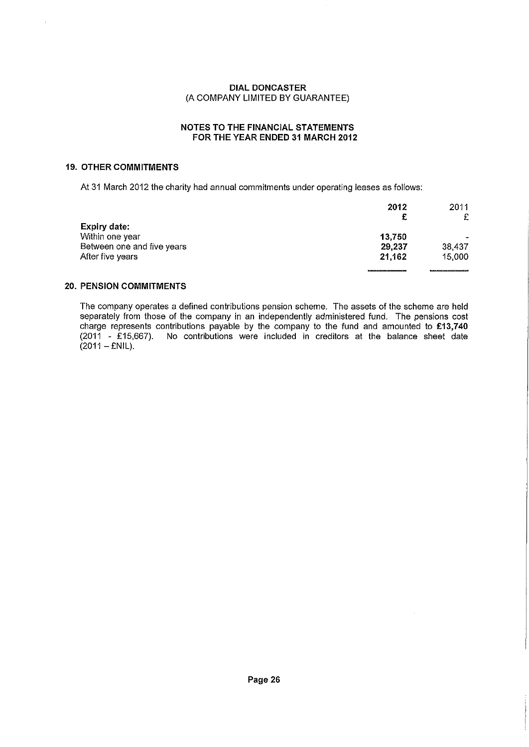**DIAL DONCASTER**
**(A COMPANY LIMITED BY GUARANTEE)**

**NOTES TO THE FINANCIAL STATEMENTS**
**FOR THE YEAR ENDED 31 MARCH 2012**

## 19. OTHER COMMITMENTS

At 31 March 2012 the charity had annual commitments under operating leases as follows:

| | 2012 | 2011 |
|---|---|---|
| | £ | £ |
| **Expiry date:** | | |
| Within one year | 13,750 | - |
| Between one and five years | 29,237 | 38,437 |
| After five years | 21,162 | 15,000 |

## 20. PENSION COMMITMENTS

The company operates a defined contributions pension scheme. The assets of the scheme are held separately from those of the company in an independently administered fund. The pensions cost charge represents contributions payable by the company to the fund and amounted to **£13,740** (2011 - £15,667). No contributions were included in creditors at the balance sheet date (2011 – £NIL).